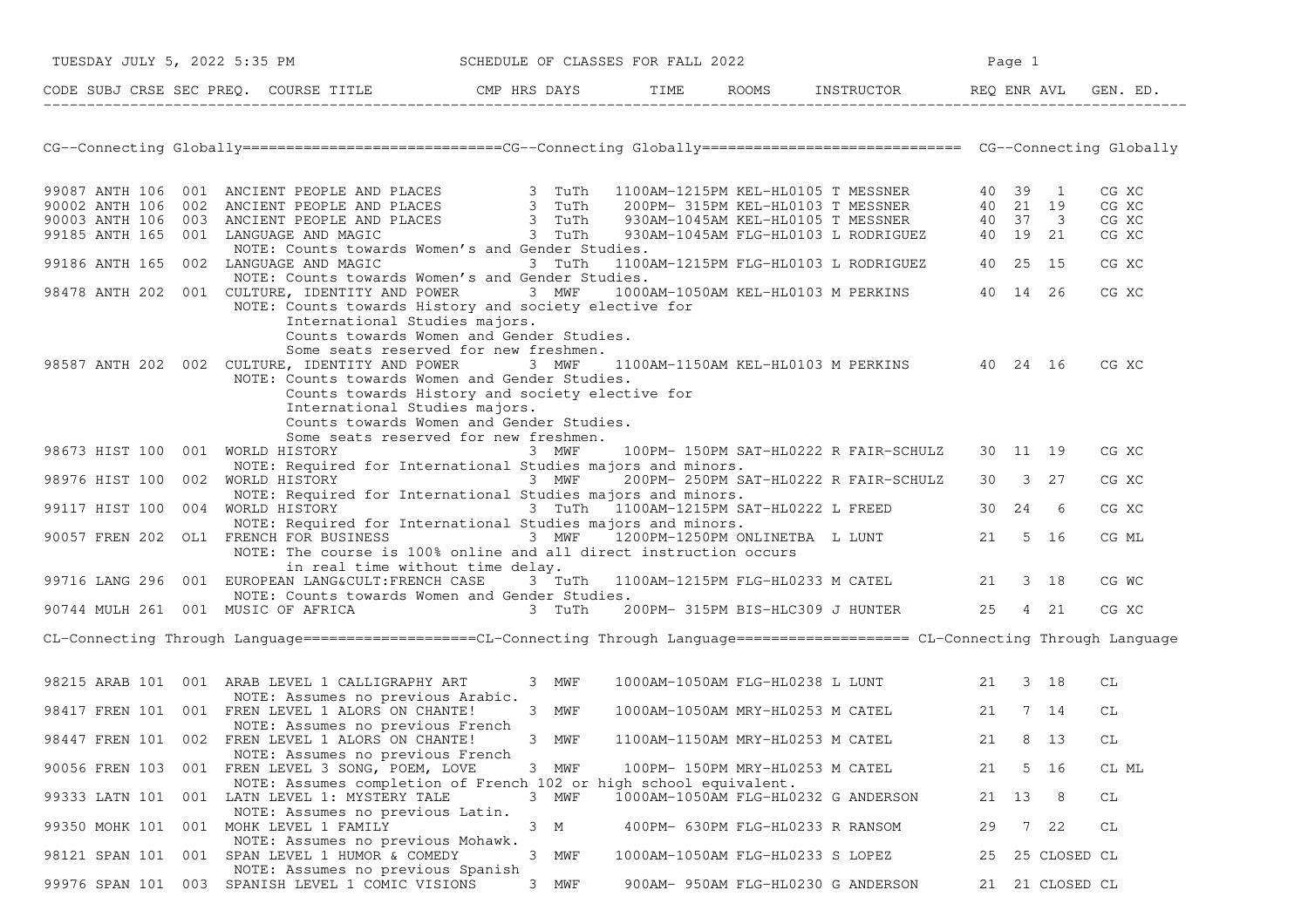SCHEDULE OF CLASSES FOR FALL 2022

TUESDAY JULY 5, 2022 5:35 PM

## CG--Connecting Globally

| CODE | SUBJ | CRSE | SEC | PREQ. | COURSE TITLE | CMP | HRS | DAYS | TIME | ROOMS | INSTRUCTOR | REQ | ENR | AVL | GEN. ED. |
|---|---|---|---|---|---|---|---|---|---|---|---|---|---|---|---|
| 99087 | ANTH | 106 | 001 | | ANCIENT PEOPLE AND PLACES | | 3 | TuTh | 1100AM-1215PM | KEL-HL0105 | T MESSNER | 40 | 39 | 1 | CG XC |
| 90002 | ANTH | 106 | 002 | | ANCIENT PEOPLE AND PLACES | | 3 | TuTh | 200PM- 315PM | KEL-HL0103 | T MESSNER | 40 | 21 | 19 | CG XC |
| 90003 | ANTH | 106 | 003 | | ANCIENT PEOPLE AND PLACES | | 3 | TuTh | 930AM-1045AM | KEL-HL0105 | T MESSNER | 40 | 37 | 3 | CG XC |
| 99185 | ANTH | 165 | 001 | | LANGUAGE AND MAGIC | | 3 | TuTh | 930AM-1045AM | FLG-HL0103 | L RODRIGUEZ | 40 | 19 | 21 | CG XC |
| | | | | | NOTE: Counts towards Women's and Gender Studies. | | | | | | | | | | |
| 99186 | ANTH | 165 | 002 | | LANGUAGE AND MAGIC | | 3 | TuTh | 1100AM-1215PM | FLG-HL0103 | L RODRIGUEZ | 40 | 25 | 15 | CG XC |
| | | | | | NOTE: Counts towards Women's and Gender Studies. | | | | | | | | | | |
| 98478 | ANTH | 202 | 001 | | CULTURE, IDENTITY AND POWER | | 3 | MWF | 1000AM-1050AM | KEL-HL0103 | M PERKINS | 40 | 14 | 26 | CG XC |
| | | | | | NOTE: Counts towards History and society elective for International Studies majors. Counts towards Women and Gender Studies. Some seats reserved for new freshmen. | | | | | | | | | | |
| 98587 | ANTH | 202 | 002 | | CULTURE, IDENTITY AND POWER | | 3 | MWF | 1100AM-1150AM | KEL-HL0103 | M PERKINS | 40 | 24 | 16 | CG XC |
| | | | | | NOTE: Counts towards Women and Gender Studies. Counts towards History and society elective for International Studies majors. Counts towards Women and Gender Studies. Some seats reserved for new freshmen. | | | | | | | | | | |
| 98673 | HIST | 100 | 001 | | WORLD HISTORY | | 3 | MWF | 100PM- 150PM | SAT-HL0222 | R FAIR-SCHULZ | 30 | 11 | 19 | CG XC |
| | | | | | NOTE: Required for International Studies majors and minors. | | | | | | | | | | |
| 98976 | HIST | 100 | 002 | | WORLD HISTORY | | 3 | MWF | 200PM- 250PM | SAT-HL0222 | R FAIR-SCHULZ | 30 | 3 | 27 | CG XC |
| | | | | | NOTE: Required for International Studies majors and minors. | | | | | | | | | | |
| 99117 | HIST | 100 | 004 | | WORLD HISTORY | | 3 | TuTh | 1100AM-1215PM | SAT-HL0222 | L FREED | 30 | 24 | 6 | CG XC |
| | | | | | NOTE: Required for International Studies majors and minors. | | | | | | | | | | |
| 90057 | FREN | 202 | OL1 | | FRENCH FOR BUSINESS | | 3 | MWF | 1200PM-1250PM | ONLINETBA | L LUNT | 21 | 5 | 16 | CG ML |
| | | | | | NOTE: The course is 100% online and all direct instruction occurs in real time without time delay. | | | | | | | | | | |
| 99716 | LANG | 296 | 001 | | EUROPEAN LANG&CULT:FRENCH CASE | | 3 | TuTh | 1100AM-1215PM | FLG-HL0233 | M CATEL | 21 | 3 | 18 | CG WC |
| | | | | | NOTE: Counts towards Women and Gender Studies. | | | | | | | | | | |
| 90744 | MULH | 261 | 001 | | MUSIC OF AFRICA | | 3 | TuTh | 200PM- 315PM | BIS-HLC309 | J HUNTER | 25 | 4 | 21 | CG XC |

## CL-Connecting Through Language

| CODE | SUBJ | CRSE | SEC | PREQ. | COURSE TITLE | CMP | HRS | DAYS | TIME | ROOMS | INSTRUCTOR | REQ | ENR | AVL | GEN. ED. |
|---|---|---|---|---|---|---|---|---|---|---|---|---|---|---|---|
| 98215 | ARAB | 101 | 001 | | ARAB LEVEL 1 CALLIGRAPHY ART | | 3 | MWF | 1000AM-1050AM | FLG-HL0238 | L LUNT | 21 | 3 | 18 | CL |
| | | | | | NOTE: Assumes no previous Arabic. | | | | | | | | | | |
| 98417 | FREN | 101 | 001 | | FREN LEVEL 1 ALORS ON CHANTE! | | 3 | MWF | 1000AM-1050AM | MRY-HL0253 | M CATEL | 21 | 7 | 14 | CL |
| | | | | | NOTE: Assumes no previous French | | | | | | | | | | |
| 98447 | FREN | 101 | 002 | | FREN LEVEL 1 ALORS ON CHANTE! | | 3 | MWF | 1100AM-1150AM | MRY-HL0253 | M CATEL | 21 | 8 | 13 | CL |
| | | | | | NOTE: Assumes no previous French | | | | | | | | | | |
| 90056 | FREN | 103 | 001 | | FREN LEVEL 3 SONG, POEM, LOVE | | 3 | MWF | 100PM- 150PM | MRY-HL0253 | M CATEL | 21 | 5 | 16 | CL ML |
| | | | | | NOTE: Assumes completion of French 102 or high school equivalent. | | | | | | | | | | |
| 99333 | LATN | 101 | 001 | | LATN LEVEL 1: MYSTERY TALE | | 3 | MWF | 1000AM-1050AM | FLG-HL0232 | G ANDERSON | 21 | 13 | 8 | CL |
| | | | | | NOTE: Assumes no previous Latin. | | | | | | | | | | |
| 99350 | MOHK | 101 | 001 | | MOHK LEVEL 1 FAMILY | | 3 | M | 400PM- 630PM | FLG-HL0233 | R RANSOM | 29 | 7 | 22 | CL |
| | | | | | NOTE: Assumes no previous Mohawk. | | | | | | | | | | |
| 98121 | SPAN | 101 | 001 | | SPAN LEVEL 1 HUMOR & COMEDY | | 3 | MWF | 1000AM-1050AM | FLG-HL0233 | S LOPEZ | 25 | 25 | CLOSED | CL |
| | | | | | NOTE: Assumes no previous Spanish | | | | | | | | | | |
| 99976 | SPAN | 101 | 003 | | SPANISH LEVEL 1 COMIC VISIONS | | 3 | MWF | 900AM- 950AM | FLG-HL0230 | G ANDERSON | 21 | 21 | CLOSED | CL |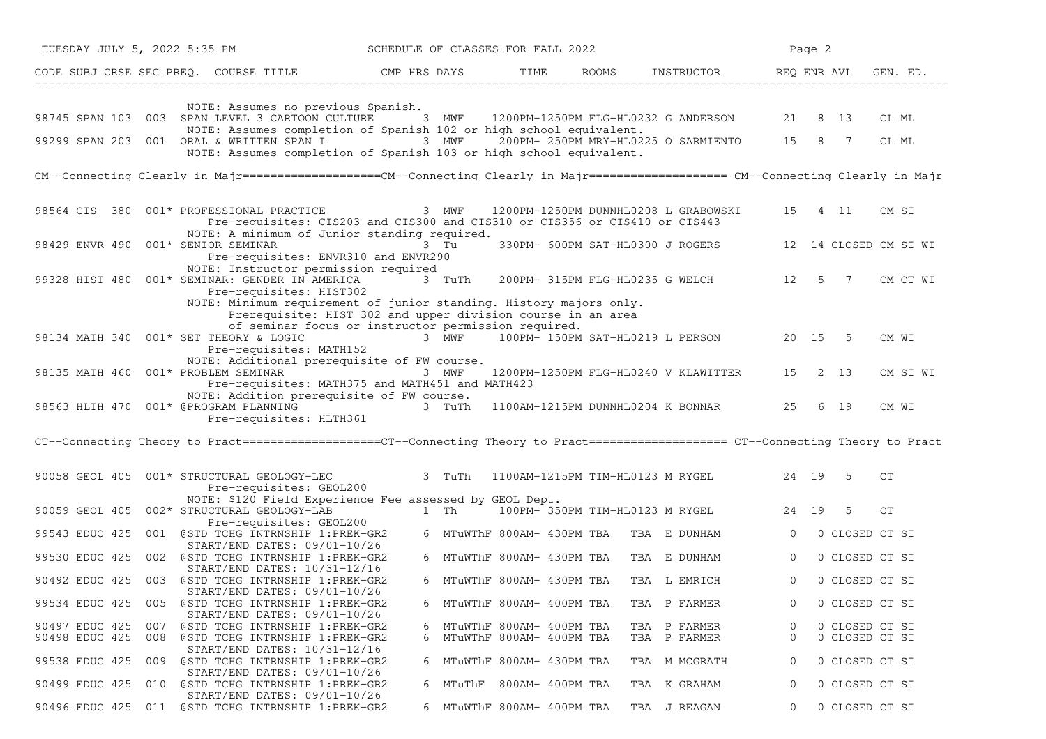| CODE | SUBJ | CRSE | SEC | PREQ. | COURSE TITLE | CMP | HRS | DAYS | TIME | ROOMS | INSTRUCTOR | REQ | ENR | AVL | GEN. ED. |
|---|---|---|---|---|---|---|---|---|---|---|---|---|---|---|---|
| | | | | | NOTE: Assumes no previous Spanish. | | | | | | | | | | |
| 98745 | SPAN | 103 | 003 | | SPAN LEVEL 3 CARTOON CULTURE | | 3 | MWF | 1200PM-1250PM | FLG-HL0232 | G ANDERSON | 21 | 8 | 13 | CL ML |
| | | | | | NOTE: Assumes completion of Spanish 102 or high school equivalent. | | | | | | | | | | |
| 99299 | SPAN | 203 | 001 | | ORAL & WRITTEN SPAN I | | 3 | MWF | 200PM- 250PM | MRY-HL0225 | O SARMIENTO | 15 | 8 | 7 | CL ML |
| | | | | | NOTE: Assumes completion of Spanish 103 or high school equivalent. | | | | | | | | | | |

CM--Connecting Clearly in Majr====================CM--Connecting Clearly in Majr==================== CM--Connecting Clearly in Majr

| CODE | SUBJ | CRSE | SEC | PREQ. | COURSE TITLE | CMP | HRS | DAYS | TIME | ROOMS | INSTRUCTOR | REQ | ENR | AVL | GEN. ED. |
|---|---|---|---|---|---|---|---|---|---|---|---|---|---|---|---|
| 98564 | CIS | 380 | 001 | * | PROFESSIONAL PRACTICE | | 3 | MWF | 1200PM-1250PM | DUNNHL0208 | L GRABOWSKI | 15 | 4 | 11 | CM SI |
| | | | | | Pre-requisites: CIS203 and CIS300 and CIS310 or CIS356 or CIS410 or CIS443 | | | | | | | | | | |
| | | | | | NOTE: A minimum of Junior standing required. | | | | | | | | | | |
| 98429 | ENVR | 490 | 001 | * | SENIOR SEMINAR | | 3 | Tu | 330PM- 600PM | SAT-HL0300 | J ROGERS | 12 | 14 | CLOSED | CM SI WI |
| | | | | | Pre-requisites: ENVR310 and ENVR290 | | | | | | | | | | |
| | | | | | NOTE: Instructor permission required | | | | | | | | | | |
| 99328 | HIST | 480 | 001 | * | SEMINAR: GENDER IN AMERICA | | 3 | TuTh | 200PM- 315PM | FLG-HL0235 | G WELCH | 12 | 5 | 7 | CM CT WI |
| | | | | | Pre-requisites: HIST302 | | | | | | | | | | |
| | | | | | NOTE: Minimum requirement of junior standing. History majors only. Prerequisite: HIST 302 and upper division course in an area of seminar focus or instructor permission required. | | | | | | | | | | |
| 98134 | MATH | 340 | 001 | * | SET THEORY & LOGIC | | 3 | MWF | 100PM- 150PM | SAT-HL0219 | L PERSON | 20 | 15 | 5 | CM WI |
| | | | | | Pre-requisites: MATH152 | | | | | | | | | | |
| | | | | | NOTE: Additional prerequisite of FW course. | | | | | | | | | | |
| 98135 | MATH | 460 | 001 | * | PROBLEM SEMINAR | | 3 | MWF | 1200PM-1250PM | FLG-HL0240 | V KLAWITTER | 15 | 2 | 13 | CM SI WI |
| | | | | | Pre-requisites: MATH375 and MATH451 and MATH423 | | | | | | | | | | |
| | | | | | NOTE: Addition prerequisite of FW course. | | | | | | | | | | |
| 98563 | HLTH | 470 | 001 | * | @PROGRAM PLANNING | | 3 | TuTh | 1100AM-1215PM | DUNNHL0204 | K BONNAR | 25 | 6 | 19 | CM WI |
| | | | | | Pre-requisites: HLTH361 | | | | | | | | | | |

CT--Connecting Theory to Pract====================CT--Connecting Theory to Pract==================== CT--Connecting Theory to Pract

| CODE | SUBJ | CRSE | SEC | PREQ. | COURSE TITLE | CMP | HRS | DAYS | TIME | ROOMS | INSTRUCTOR | REQ | ENR | AVL | GEN. ED. |
|---|---|---|---|---|---|---|---|---|---|---|---|---|---|---|---|
| 90058 | GEOL | 405 | 001 | * | STRUCTURAL GEOLOGY-LEC | | 3 | TuTh | 1100AM-1215PM | TIM-HL0123 | M RYGEL | 24 | 19 | 5 | CT |
| | | | | | Pre-requisites: GEOL200 | | | | | | | | | | |
| | | | | | NOTE: $120 Field Experience Fee assessed by GEOL Dept. | | | | | | | | | | |
| 90059 | GEOL | 405 | 002 | * | STRUCTURAL GEOLOGY-LAB | | 1 | Th | 100PM- 350PM | TIM-HL0123 | M RYGEL | 24 | 19 | 5 | CT |
| | | | | | Pre-requisites: GEOL200 | | | | | | | | | | |
| 99543 | EDUC | 425 | 001 | | @STD TCHG INTRNSHIP 1:PREK-GR2 | | 6 | MTuWThF | 800AM- 430PM | TBA TBA | E DUNHAM | 0 | 0 | CLOSED | CT SI |
| | | | | | START/END DATES: 09/01-10/26 | | | | | | | | | | |
| 99530 | EDUC | 425 | 002 | | @STD TCHG INTRNSHIP 1:PREK-GR2 | | 6 | MTuWThF | 800AM- 430PM | TBA TBA | E DUNHAM | 0 | 0 | CLOSED | CT SI |
| | | | | | START/END DATES: 10/31-12/16 | | | | | | | | | | |
| 90492 | EDUC | 425 | 003 | | @STD TCHG INTRNSHIP 1:PREK-GR2 | | 6 | MTuWThF | 800AM- 430PM | TBA TBA | L EMRICH | 0 | 0 | CLOSED | CT SI |
| | | | | | START/END DATES: 09/01-10/26 | | | | | | | | | | |
| 99534 | EDUC | 425 | 005 | | @STD TCHG INTRNSHIP 1:PREK-GR2 | | 6 | MTuWThF | 800AM- 400PM | TBA TBA | P FARMER | 0 | 0 | CLOSED | CT SI |
| | | | | | START/END DATES: 09/01-10/26 | | | | | | | | | | |
| 90497 | EDUC | 425 | 007 | | @STD TCHG INTRNSHIP 1:PREK-GR2 | | 6 | MTuWThF | 800AM- 400PM | TBA TBA | P FARMER | 0 | 0 | CLOSED | CT SI |
| 90498 | EDUC | 425 | 008 | | @STD TCHG INTRNSHIP 1:PREK-GR2 | | 6 | MTuWThF | 800AM- 400PM | TBA TBA | P FARMER | 0 | 0 | CLOSED | CT SI |
| | | | | | START/END DATES: 10/31-12/16 | | | | | | | | | | |
| 99538 | EDUC | 425 | 009 | | @STD TCHG INTRNSHIP 1:PREK-GR2 | | 6 | MTuWThF | 800AM- 430PM | TBA TBA | M MCGRATH | 0 | 0 | CLOSED | CT SI |
| | | | | | START/END DATES: 09/01-10/26 | | | | | | | | | | |
| 90499 | EDUC | 425 | 010 | | @STD TCHG INTRNSHIP 1:PREK-GR2 | | 6 | MTuThF | 800AM- 400PM | TBA TBA | K GRAHAM | 0 | 0 | CLOSED | CT SI |
| | | | | | START/END DATES: 09/01-10/26 | | | | | | | | | | |
| 90496 | EDUC | 425 | 011 | | @STD TCHG INTRNSHIP 1:PREK-GR2 | | 6 | MTuWThF | 800AM- 400PM | TBA TBA | J REAGAN | 0 | 0 | CLOSED | CT SI |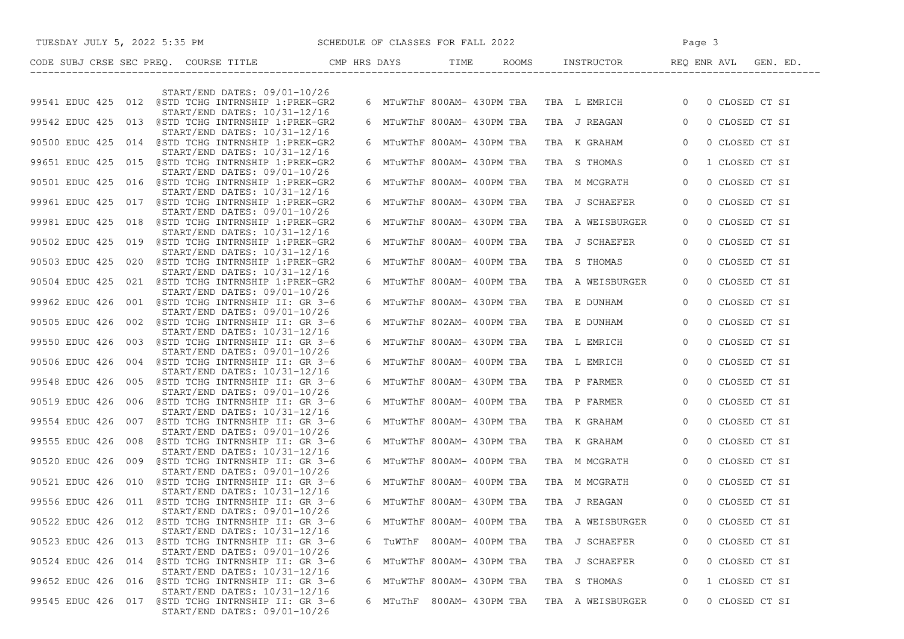| CODE | SUBJ | CRSE | SEC | PREQ. | COURSE TITLE | CMP | HRS | DAYS | TIME | ROOMS | INSTRUCTOR | REQ | ENR | AVL | GEN. ED. |
|---|---|---|---|---|---|---|---|---|---|---|---|---|---|---|---|
| | | | | | START/END DATES: 09/01-10/26 | | | | | | | | | | |
| 99541 | EDUC | 425 | 012 | | @STD TCHG INTRNSHIP 1:PREK-GR2 | | 6 | MTuWThF | 800AM- 430PM | TBA TBA | L EMRICH | 0 | 0 | CLOSED | CT SI |
| | | | | | START/END DATES: 10/31-12/16 | | | | | | | | | | |
| 99542 | EDUC | 425 | 013 | | @STD TCHG INTRNSHIP 1:PREK-GR2 | | 6 | MTuWThF | 800AM- 430PM | TBA TBA | J REAGAN | 0 | 0 | CLOSED | CT SI |
| | | | | | START/END DATES: 10/31-12/16 | | | | | | | | | | |
| 90500 | EDUC | 425 | 014 | | @STD TCHG INTRNSHIP 1:PREK-GR2 | | 6 | MTuWThF | 800AM- 430PM | TBA TBA | K GRAHAM | 0 | 0 | CLOSED | CT SI |
| | | | | | START/END DATES: 10/31-12/16 | | | | | | | | | | |
| 99651 | EDUC | 425 | 015 | | @STD TCHG INTRNSHIP 1:PREK-GR2 | | 6 | MTuWThF | 800AM- 430PM | TBA TBA | S THOMAS | 0 | 1 | CLOSED | CT SI |
| | | | | | START/END DATES: 09/01-10/26 | | | | | | | | | | |
| 90501 | EDUC | 425 | 016 | | @STD TCHG INTRNSHIP 1:PREK-GR2 | | 6 | MTuWThF | 800AM- 400PM | TBA TBA | M MCGRATH | 0 | 0 | CLOSED | CT SI |
| | | | | | START/END DATES: 10/31-12/16 | | | | | | | | | | |
| 99961 | EDUC | 425 | 017 | | @STD TCHG INTRNSHIP 1:PREK-GR2 | | 6 | MTuWThF | 800AM- 430PM | TBA TBA | J SCHAEFER | 0 | 0 | CLOSED | CT SI |
| | | | | | START/END DATES: 09/01-10/26 | | | | | | | | | | |
| 99981 | EDUC | 425 | 018 | | @STD TCHG INTRNSHIP 1:PREK-GR2 | | 6 | MTuWThF | 800AM- 430PM | TBA TBA | A WEISBURGER | 0 | 0 | CLOSED | CT SI |
| | | | | | START/END DATES: 10/31-12/16 | | | | | | | | | | |
| 90502 | EDUC | 425 | 019 | | @STD TCHG INTRNSHIP 1:PREK-GR2 | | 6 | MTuWThF | 800AM- 400PM | TBA TBA | J SCHAEFER | 0 | 0 | CLOSED | CT SI |
| | | | | | START/END DATES: 10/31-12/16 | | | | | | | | | | |
| 90503 | EDUC | 425 | 020 | | @STD TCHG INTRNSHIP 1:PREK-GR2 | | 6 | MTuWThF | 800AM- 400PM | TBA TBA | S THOMAS | 0 | 0 | CLOSED | CT SI |
| | | | | | START/END DATES: 10/31-12/16 | | | | | | | | | | |
| 90504 | EDUC | 425 | 021 | | @STD TCHG INTRNSHIP 1:PREK-GR2 | | 6 | MTuWThF | 800AM- 400PM | TBA TBA | A WEISBURGER | 0 | 0 | CLOSED | CT SI |
| | | | | | START/END DATES: 09/01-10/26 | | | | | | | | | | |
| 99962 | EDUC | 426 | 001 | | @STD TCHG INTRNSHIP II: GR 3-6 | | 6 | MTuWThF | 800AM- 430PM | TBA TBA | E DUNHAM | 0 | 0 | CLOSED | CT SI |
| | | | | | START/END DATES: 09/01-10/26 | | | | | | | | | | |
| 90505 | EDUC | 426 | 002 | | @STD TCHG INTRNSHIP II: GR 3-6 | | 6 | MTuWThF | 802AM- 400PM | TBA TBA | E DUNHAM | 0 | 0 | CLOSED | CT SI |
| | | | | | START/END DATES: 10/31-12/16 | | | | | | | | | | |
| 99550 | EDUC | 426 | 003 | | @STD TCHG INTRNSHIP II: GR 3-6 | | 6 | MTuWThF | 800AM- 430PM | TBA TBA | L EMRICH | 0 | 0 | CLOSED | CT SI |
| | | | | | START/END DATES: 09/01-10/26 | | | | | | | | | | |
| 90506 | EDUC | 426 | 004 | | @STD TCHG INTRNSHIP II: GR 3-6 | | 6 | MTuWThF | 800AM- 400PM | TBA TBA | L EMRICH | 0 | 0 | CLOSED | CT SI |
| | | | | | START/END DATES: 10/31-12/16 | | | | | | | | | | |
| 99548 | EDUC | 426 | 005 | | @STD TCHG INTRNSHIP II: GR 3-6 | | 6 | MTuWThF | 800AM- 430PM | TBA TBA | P FARMER | 0 | 0 | CLOSED | CT SI |
| | | | | | START/END DATES: 09/01-10/26 | | | | | | | | | | |
| 90519 | EDUC | 426 | 006 | | @STD TCHG INTRNSHIP II: GR 3-6 | | 6 | MTuWThF | 800AM- 400PM | TBA TBA | P FARMER | 0 | 0 | CLOSED | CT SI |
| | | | | | START/END DATES: 10/31-12/16 | | | | | | | | | | |
| 99554 | EDUC | 426 | 007 | | @STD TCHG INTRNSHIP II: GR 3-6 | | 6 | MTuWThF | 800AM- 430PM | TBA TBA | K GRAHAM | 0 | 0 | CLOSED | CT SI |
| | | | | | START/END DATES: 09/01-10/26 | | | | | | | | | | |
| 99555 | EDUC | 426 | 008 | | @STD TCHG INTRNSHIP II: GR 3-6 | | 6 | MTuWThF | 800AM- 430PM | TBA TBA | K GRAHAM | 0 | 0 | CLOSED | CT SI |
| | | | | | START/END DATES: 10/31-12/16 | | | | | | | | | | |
| 90520 | EDUC | 426 | 009 | | @STD TCHG INTRNSHIP II: GR 3-6 | | 6 | MTuWThF | 800AM- 400PM | TBA TBA | M MCGRATH | 0 | 0 | CLOSED | CT SI |
| | | | | | START/END DATES: 09/01-10/26 | | | | | | | | | | |
| 90521 | EDUC | 426 | 010 | | @STD TCHG INTRNSHIP II: GR 3-6 | | 6 | MTuWThF | 800AM- 400PM | TBA TBA | M MCGRATH | 0 | 0 | CLOSED | CT SI |
| | | | | | START/END DATES: 10/31-12/16 | | | | | | | | | | |
| 99556 | EDUC | 426 | 011 | | @STD TCHG INTRNSHIP II: GR 3-6 | | 6 | MTuWThF | 800AM- 430PM | TBA TBA | J REAGAN | 0 | 0 | CLOSED | CT SI |
| | | | | | START/END DATES: 09/01-10/26 | | | | | | | | | | |
| 90522 | EDUC | 426 | 012 | | @STD TCHG INTRNSHIP II: GR 3-6 | | 6 | MTuWThF | 800AM- 400PM | TBA TBA | A WEISBURGER | 0 | 0 | CLOSED | CT SI |
| | | | | | START/END DATES: 10/31-12/16 | | | | | | | | | | |
| 90523 | EDUC | 426 | 013 | | @STD TCHG INTRNSHIP II: GR 3-6 | | 6 | TuWThF | 800AM- 400PM | TBA TBA | J SCHAEFER | 0 | 0 | CLOSED | CT SI |
| | | | | | START/END DATES: 09/01-10/26 | | | | | | | | | | |
| 90524 | EDUC | 426 | 014 | | @STD TCHG INTRNSHIP II: GR 3-6 | | 6 | MTuWThF | 800AM- 430PM | TBA TBA | J SCHAEFER | 0 | 0 | CLOSED | CT SI |
| | | | | | START/END DATES: 10/31-12/16 | | | | | | | | | | |
| 99652 | EDUC | 426 | 016 | | @STD TCHG INTRNSHIP II: GR 3-6 | | 6 | MTuWThF | 800AM- 430PM | TBA TBA | S THOMAS | 0 | 1 | CLOSED | CT SI |
| | | | | | START/END DATES: 10/31-12/16 | | | | | | | | | | |
| 99545 | EDUC | 426 | 017 | | @STD TCHG INTRNSHIP II: GR 3-6 | | 6 | MTuThF | 800AM- 430PM | TBA TBA | A WEISBURGER | 0 | 0 | CLOSED | CT SI |
| | | | | | START/END DATES: 09/01-10/26 | | | | | | | | | | |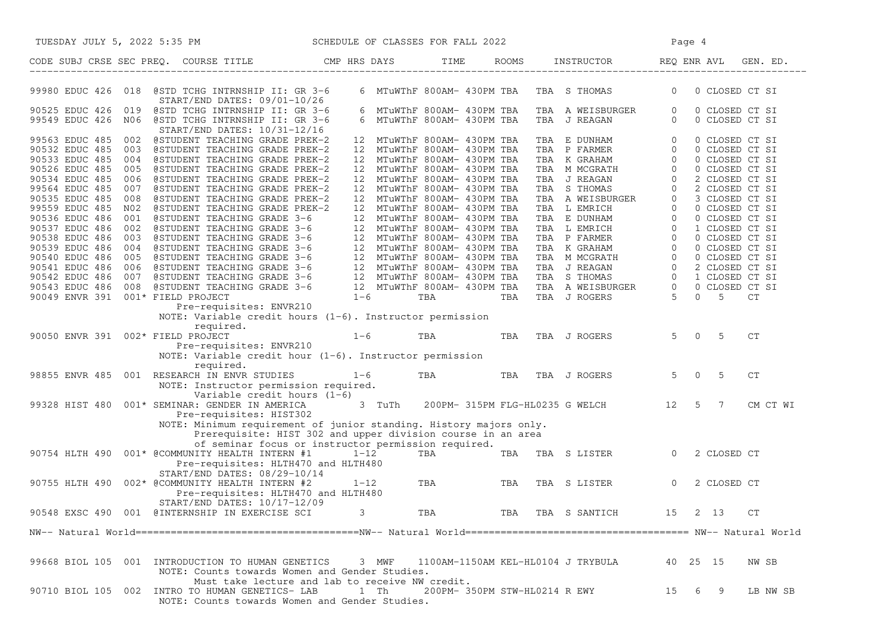SCHEDULE OF CLASSES FOR FALL 2022

| CODE | SUBJ | CRSE | SEC | PREQ. | COURSE TITLE | CMP | HRS | DAYS | TIME | ROOMS | INSTRUCTOR | REQ | ENR | AVL | GEN. ED. |
|---|---|---|---|---|---|---|---|---|---|---|---|---|---|---|---|
| 99980 | EDUC | 426 | 018 | | @STD TCHG INTRNSHIP II: GR 3-6 | | 6 | MTuWThF | 800AM- 430PM | TBA TBA | S THOMAS | 0 | 0 | CLOSED | CT SI |
| | | | | | START/END DATES: 09/01-10/26 | | | | | | | | | | |
| 90525 | EDUC | 426 | 019 | | @STD TCHG INTRNSHIP II: GR 3-6 | | 6 | MTuWThF | 800AM- 430PM | TBA TBA | A WEISBURGER | 0 | 0 | CLOSED | CT SI |
| 99549 | EDUC | 426 | N06 | | @STD TCHG INTRNSHIP II: GR 3-6 | | 6 | MTuWThF | 800AM- 430PM | TBA TBA | J REAGAN | 0 | 0 | CLOSED | CT SI |
| | | | | | START/END DATES: 10/31-12/16 | | | | | | | | | | |
| 99563 | EDUC | 485 | 002 | | @STUDENT TEACHING GRADE PREK-2 | | 12 | MTuWThF | 800AM- 430PM | TBA TBA | E DUNHAM | 0 | 0 | CLOSED | CT SI |
| 90532 | EDUC | 485 | 003 | | @STUDENT TEACHING GRADE PREK-2 | | 12 | MTuWThF | 800AM- 430PM | TBA TBA | P FARMER | 0 | 0 | CLOSED | CT SI |
| 90533 | EDUC | 485 | 004 | | @STUDENT TEACHING GRADE PREK-2 | | 12 | MTuWThF | 800AM- 430PM | TBA TBA | K GRAHAM | 0 | 0 | CLOSED | CT SI |
| 90526 | EDUC | 485 | 005 | | @STUDENT TEACHING GRADE PREK-2 | | 12 | MTuWThF | 800AM- 430PM | TBA TBA | M MCGRATH | 0 | 0 | CLOSED | CT SI |
| 90534 | EDUC | 485 | 006 | | @STUDENT TEACHING GRADE PREK-2 | | 12 | MTuWThF | 800AM- 430PM | TBA TBA | J REAGAN | 0 | 2 | CLOSED | CT SI |
| 99564 | EDUC | 485 | 007 | | @STUDENT TEACHING GRADE PREK-2 | | 12 | MTuWThF | 800AM- 430PM | TBA TBA | S THOMAS | 0 | 2 | CLOSED | CT SI |
| 90535 | EDUC | 485 | 008 | | @STUDENT TEACHING GRADE PREK-2 | | 12 | MTuWThF | 800AM- 430PM | TBA TBA | A WEISBURGER | 0 | 3 | CLOSED | CT SI |
| 99559 | EDUC | 485 | N02 | | @STUDENT TEACHING GRADE PREK-2 | | 12 | MTuWThF | 800AM- 430PM | TBA TBA | L EMRICH | 0 | 0 | CLOSED | CT SI |
| 90536 | EDUC | 486 | 001 | | @STUDENT TEACHING GRADE 3-6 | | 12 | MTuWThF | 800AM- 430PM | TBA TBA | E DUNHAM | 0 | 0 | CLOSED | CT SI |
| 90537 | EDUC | 486 | 002 | | @STUDENT TEACHING GRADE 3-6 | | 12 | MTuWThF | 800AM- 430PM | TBA TBA | L EMRICH | 0 | 1 | CLOSED | CT SI |
| 90538 | EDUC | 486 | 003 | | @STUDENT TEACHING GRADE 3-6 | | 12 | MTuWThF | 800AM- 430PM | TBA TBA | P FARMER | 0 | 0 | CLOSED | CT SI |
| 90539 | EDUC | 486 | 004 | | @STUDENT TEACHING GRADE 3-6 | | 12 | MTuWThF | 800AM- 430PM | TBA TBA | K GRAHAM | 0 | 0 | CLOSED | CT SI |
| 90540 | EDUC | 486 | 005 | | @STUDENT TEACHING GRADE 3-6 | | 12 | MTuWThF | 800AM- 430PM | TBA TBA | M MCGRATH | 0 | 0 | CLOSED | CT SI |
| 90541 | EDUC | 486 | 006 | | @STUDENT TEACHING GRADE 3-6 | | 12 | MTuWThF | 800AM- 430PM | TBA TBA | J REAGAN | 0 | 2 | CLOSED | CT SI |
| 90542 | EDUC | 486 | 007 | | @STUDENT TEACHING GRADE 3-6 | | 12 | MTuWThF | 800AM- 430PM | TBA TBA | S THOMAS | 0 | 1 | CLOSED | CT SI |
| 90543 | EDUC | 486 | 008 | | @STUDENT TEACHING GRADE 3-6 | | 12 | MTuWThF | 800AM- 430PM | TBA TBA | A WEISBURGER | 0 | 0 | CLOSED | CT SI |
| 90049 | ENVR | 391 | 001 | * | FIELD PROJECT | | 1-6 | | TBA | TBA TBA | J ROGERS | 5 | 0 | 5 | CT |
| | | | | | Pre-requisites: ENVR210 | | | | | | | | | | |
| | | | | | NOTE: Variable credit hours (1-6). Instructor permission required. | | | | | | | | | | |
| 90050 | ENVR | 391 | 002 | * | FIELD PROJECT | | 1-6 | | TBA | TBA TBA | J ROGERS | 5 | 0 | 5 | CT |
| | | | | | Pre-requisites: ENVR210 | | | | | | | | | | |
| | | | | | NOTE: Variable credit hour (1-6). Instructor permission required. | | | | | | | | | | |
| 98855 | ENVR | 485 | 001 | | RESEARCH IN ENVR STUDIES | | 1-6 | | TBA | TBA TBA | J ROGERS | 5 | 0 | 5 | CT |
| | | | | | NOTE: Instructor permission required. Variable credit hours (1-6) | | | | | | | | | | |
| 99328 | HIST | 480 | 001 | * | SEMINAR: GENDER IN AMERICA | | 3 | TuTh | 200PM- 315PM | FLG-HL0235 | G WELCH | 12 | 5 | 7 | CM CT WI |
| | | | | | Pre-requisites: HIST302 | | | | | | | | | | |
| | | | | | NOTE: Minimum requirement of junior standing. History majors only. Prerequisite: HIST 302 and upper division course in an area of seminar focus or instructor permission required. | | | | | | | | | | |
| 90754 | HLTH | 490 | 001 | * | @COMMUNITY HEALTH INTERN #1 | | 1-12 | | TBA | TBA TBA | S LISTER | 0 | 2 | CLOSED | CT |
| | | | | | Pre-requisites: HLTH470 and HLTH480 | | | | | | | | | | |
| | | | | | START/END DATES: 08/29-10/14 | | | | | | | | | | |
| 90755 | HLTH | 490 | 002 | * | @COMMUNITY HEALTH INTERN #2 | | 1-12 | | TBA | TBA TBA | S LISTER | 0 | 2 | CLOSED | CT |
| | | | | | Pre-requisites: HLTH470 and HLTH480 | | | | | | | | | | |
| | | | | | START/END DATES: 10/17-12/09 | | | | | | | | | | |
| 90548 | EXSC | 490 | 001 | | @INTERNSHIP IN EXERCISE SCI | | 3 | | TBA | TBA TBA | S SANTICH | 15 | 2 | 13 | CT |

NW-- Natural World======================================NW-- Natural World====================================== NW-- Natural World

| CODE | SUBJ | CRSE | SEC | PREQ. | COURSE TITLE | CMP | HRS | DAYS | TIME | ROOMS | INSTRUCTOR | REQ | ENR | AVL | GEN. ED. |
|---|---|---|---|---|---|---|---|---|---|---|---|---|---|---|---|
| 99668 | BIOL | 105 | 001 | | INTRODUCTION TO HUMAN GENETICS | | 3 | MWF | 1100AM-1150AM | KEL-HL0104 | J TRYBULA | 40 | 25 | 15 | NW SB |
| | | | | | NOTE: Counts towards Women and Gender Studies. Must take lecture and lab to receive NW credit. | | | | | | | | | | |
| 90710 | BIOL | 105 | 002 | | INTRO TO HUMAN GENETICS- LAB | | 1 | Th | 200PM- 350PM | STW-HL0214 | R EWY | 15 | 6 | 9 | LB NW SB |
| | | | | | NOTE: Counts towards Women and Gender Studies. | | | | | | | | | | |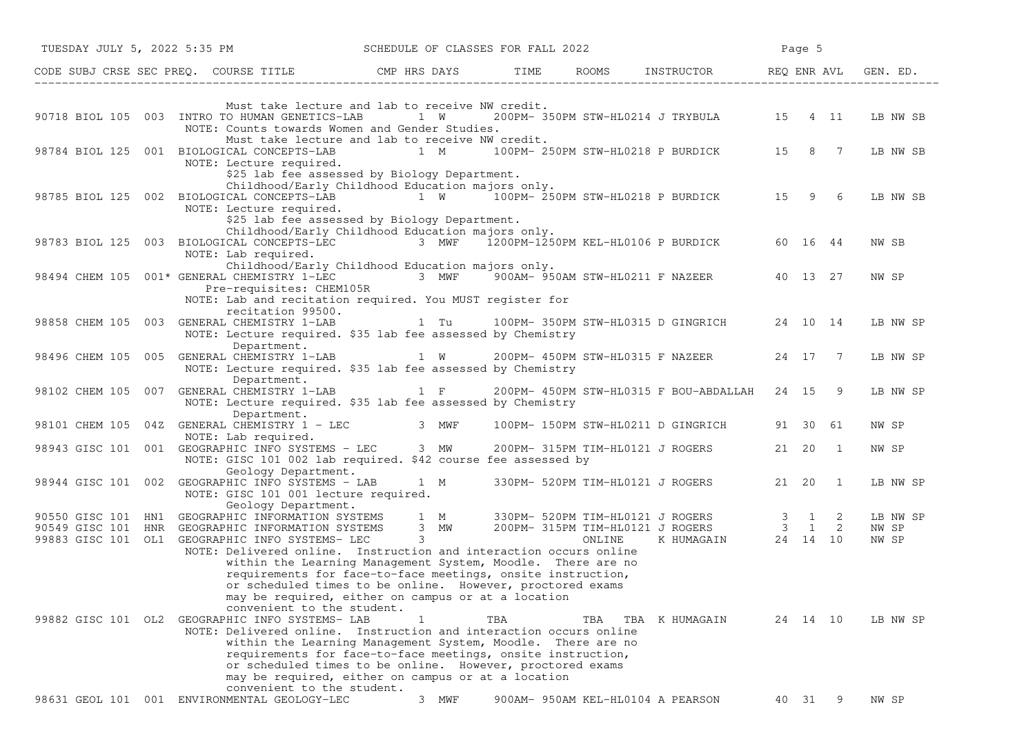| CODE | SUBJ | CRSE | SEC | PREQ. | COURSE TITLE | CMP | HRS | DAYS | TIME | ROOMS | INSTRUCTOR | REQ | ENR | AVL | GEN. ED. |
|---|---|---|---|---|---|---|---|---|---|---|---|---|---|---|---|
| | | | | | Must take lecture and lab to receive NW credit. | | | | | | | | | | |
| 90718 | BIOL | 105 | 003 | | INTRO TO HUMAN GENETICS-LAB | | 1 | W | 200PM- 350PM | STW-HL0214 | J TRYBULA | 15 | 4 | 11 | LB NW SB |
| | | | | | NOTE: Counts towards Women and Gender Studies. Must take lecture and lab to receive NW credit. | | | | | | | | | | |
| 98784 | BIOL | 125 | 001 | | BIOLOGICAL CONCEPTS-LAB | | 1 | M | 100PM- 250PM | STW-HL0218 | P BURDICK | 15 | 8 | 7 | LB NW SB |
| | | | | | NOTE: Lecture required. $25 lab fee assessed by Biology Department. Childhood/Early Childhood Education majors only. | | | | | | | | | | |
| 98785 | BIOL | 125 | 002 | | BIOLOGICAL CONCEPTS-LAB | | 1 | W | 100PM- 250PM | STW-HL0218 | P BURDICK | 15 | 9 | 6 | LB NW SB |
| | | | | | NOTE: Lecture required. $25 lab fee assessed by Biology Department. Childhood/Early Childhood Education majors only. | | | | | | | | | | |
| 98783 | BIOL | 125 | 003 | | BIOLOGICAL CONCEPTS-LEC | | 3 | MWF | 1200PM-1250PM | KEL-HL0106 | P BURDICK | 60 | 16 | 44 | NW SB |
| | | | | | NOTE: Lab required. Childhood/Early Childhood Education majors only. | | | | | | | | | | |
| 98494 | CHEM | 105 | 001 | * | GENERAL CHEMISTRY 1-LEC | | 3 | MWF | 900AM- 950AM | STW-HL0211 | F NAZEER | 40 | 13 | 27 | NW SP |
| | | | | | Pre-requisites: CHEM105R | | | | | | | | | | |
| | | | | | NOTE: Lab and recitation required. You MUST register for recitation 99500. | | | | | | | | | | |
| 98858 | CHEM | 105 | 003 | | GENERAL CHEMISTRY 1-LAB | | 1 | Tu | 100PM- 350PM | STW-HL0315 | D GINGRICH | 24 | 10 | 14 | LB NW SP |
| | | | | | NOTE: Lecture required. $35 lab fee assessed by Chemistry Department. | | | | | | | | | | |
| 98496 | CHEM | 105 | 005 | | GENERAL CHEMISTRY 1-LAB | | 1 | W | 200PM- 450PM | STW-HL0315 | F NAZEER | 24 | 17 | 7 | LB NW SP |
| | | | | | NOTE: Lecture required. $35 lab fee assessed by Chemistry Department. | | | | | | | | | | |
| 98102 | CHEM | 105 | 007 | | GENERAL CHEMISTRY 1-LAB | | 1 | F | 200PM- 450PM | STW-HL0315 | F BOU-ABDALLAH | 24 | 15 | 9 | LB NW SP |
| | | | | | NOTE: Lecture required. $35 lab fee assessed by Chemistry Department. | | | | | | | | | | |
| 98101 | CHEM | 105 | 04Z | | GENERAL CHEMISTRY 1 - LEC | | 3 | MWF | 100PM- 150PM | STW-HL0211 | D GINGRICH | 91 | 30 | 61 | NW SP |
| | | | | | NOTE: Lab required. | | | | | | | | | | |
| 98943 | GISC | 101 | 001 | | GEOGRAPHIC INFO SYSTEMS - LEC | | 3 | MW | 200PM- 315PM | TIM-HL0121 | J ROGERS | 21 | 20 | 1 | NW SP |
| | | | | | NOTE: GISC 101 002 lab required. $42 course fee assessed by Geology Department. | | | | | | | | | | |
| 98944 | GISC | 101 | 002 | | GEOGRAPHIC INFO SYSTEMS - LAB | | 1 | M | 330PM- 520PM | TIM-HL0121 | J ROGERS | 21 | 20 | 1 | LB NW SP |
| | | | | | NOTE: GISC 101 001 lecture required. Geology Department. | | | | | | | | | | |
| 90550 | GISC | 101 | HN1 | | GEOGRAPHIC INFORMATION SYSTEMS | | 1 | M | 330PM- 520PM | TIM-HL0121 | J ROGERS | 3 | 1 | 2 | LB NW SP |
| 90549 | GISC | 101 | HNR | | GEOGRAPHIC INFORMATION SYSTEMS | | 3 | MW | 200PM- 315PM | TIM-HL0121 | J ROGERS | 3 | 1 | 2 | NW SP |
| 99883 | GISC | 101 | OL1 | | GEOGRAPHIC INFO SYSTEMS- LEC | | 3 | | | ONLINE | K HUMAGAIN | 24 | 14 | 10 | NW SP |
| | | | | | NOTE: Delivered online. Instruction and interaction occurs online within the Learning Management System, Moodle. There are no requirements for face-to-face meetings, onsite instruction, or scheduled times to be online. However, proctored exams may be required, either on campus or at a location convenient to the student. | | | | | | | | | | |
| 99882 | GISC | 101 | OL2 | | GEOGRAPHIC INFO SYSTEMS- LAB | | 1 | | TBA | TBA TBA | K HUMAGAIN | 24 | 14 | 10 | LB NW SP |
| | | | | | NOTE: Delivered online. Instruction and interaction occurs online within the Learning Management System, Moodle. There are no requirements for face-to-face meetings, onsite instruction, or scheduled times to be online. However, proctored exams may be required, either on campus or at a location convenient to the student. | | | | | | | | | | |
| 98631 | GEOL | 101 | 001 | | ENVIRONMENTAL GEOLOGY-LEC | | 3 | MWF | 900AM- 950AM | KEL-HL0104 | A PEARSON | 40 | 31 | 9 | NW SP |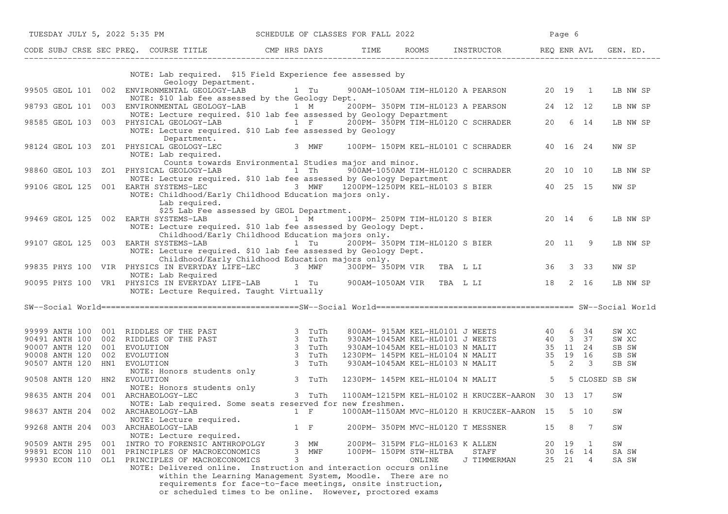| CODE | SUBJ | CRSE | SEC | PREQ. | COURSE TITLE | CMP | HRS | DAYS | TIME | ROOMS | INSTRUCTOR | REQ | ENR | AVL | GEN. ED. |
|---|---|---|---|---|---|---|---|---|---|---|---|---|---|---|---|
| | | | | | NOTE: Lab required. $15 Field Experience fee assessed by Geology Department. | | | | | | | | | | |
| 99505 | GEOL | 101 | 002 | | ENVIRONMENTAL GEOLOGY-LAB | | 1 | Tu | 900AM-1050AM | TIM-HL0120 | A PEARSON | 20 | 19 | 1 | LB NW SP |
| | | | | | NOTE: $10 lab fee assessed by the Geology Dept. | | | | | | | | | | |
| 98793 | GEOL | 101 | 003 | | ENVIRONMENTAL GEOLOGY-LAB | | 1 | M | 200PM- 350PM | TIM-HL0123 | A PEARSON | 24 | 12 | 12 | LB NW SP |
| | | | | | NOTE: Lecture required. $10 lab fee assessed by Geology Department | | | | | | | | | | |
| 98585 | GEOL | 103 | 003 | | PHYSICAL GEOLOGY-LAB | | 1 | F | 200PM- 350PM | TIM-HL0120 | C SCHRADER | 20 | 6 | 14 | LB NW SP |
| | | | | | NOTE: Lecture required. $10 Lab fee assessed by Geology Department. | | | | | | | | | | |
| 98124 | GEOL | 103 | Z01 | | PHYSICAL GEOLOGY-LEC | | 3 | MWF | 100PM- 150PM | KEL-HL0101 | C SCHRADER | 40 | 16 | 24 | NW SP |
| | | | | | NOTE: Lab required. Counts towards Environmental Studies major and minor. | | | | | | | | | | |
| 98860 | GEOL | 103 | ZO1 | | PHYSICAL GEOLOGY-LAB | | 1 | Th | 900AM-1050AM | TIM-HL0120 | C SCHRADER | 20 | 10 | 10 | LB NW SP |
| | | | | | NOTE: Lecture required. $10 lab fee assessed by Geology Department | | | | | | | | | | |
| 99106 | GEOL | 125 | 001 | | EARTH SYSTEMS-LEC | | 3 | MWF | 1200PM-1250PM | KEL-HL0103 | S BIER | 40 | 25 | 15 | NW SP |
| | | | | | NOTE: Childhood/Early Childhood Education majors only. Lab required. $25 Lab Fee assessed by GEOL Department. | | | | | | | | | | |
| 99469 | GEOL | 125 | 002 | | EARTH SYSTEMS-LAB | | 1 | M | 100PM- 250PM | TIM-HL0120 | S BIER | 20 | 14 | 6 | LB NW SP |
| | | | | | NOTE: Lecture required. $10 lab fee assessed by Geology Dept. Childhood/Early Childhood Education majors only. | | | | | | | | | | |
| 99107 | GEOL | 125 | 003 | | EARTH SYSTEMS-LAB | | 1 | Tu | 200PM- 350PM | TIM-HL0120 | S BIER | 20 | 11 | 9 | LB NW SP |
| | | | | | NOTE: Lecture required. $10 lab fee assessed by Geology Dept. Childhood/Early Childhood Education majors only. | | | | | | | | | | |
| 99835 | PHYS | 100 | VIR | | PHYSICS IN EVERYDAY LIFE-LEC | | 3 | MWF | 300PM- 350PM | VIR TBA | L LI | 36 | 3 | 33 | NW SP |
| | | | | | NOTE: Lab Required | | | | | | | | | | |
| 90095 | PHYS | 100 | VR1 | | PHYSICS IN EVERYDAY LIFE-LAB | | 1 | Tu | 900AM-1050AM | VIR TBA | L LI | 18 | 2 | 16 | LB NW SP |
| | | | | | NOTE: Lecture Required. Taught Virtually | | | | | | | | | | |

## SW--Social World

| CODE | SUBJ | CRSE | SEC | PREQ. | COURSE TITLE | CMP | HRS | DAYS | TIME | ROOMS | INSTRUCTOR | REQ | ENR | AVL | GEN. ED. |
|---|---|---|---|---|---|---|---|---|---|---|---|---|---|---|---|
| 99999 | ANTH | 100 | 001 | | RIDDLES OF THE PAST | | 3 | TuTh | 800AM- 915AM | KEL-HL0101 | J WEETS | 40 | 6 | 34 | SW XC |
| 90491 | ANTH | 100 | 002 | | RIDDLES OF THE PAST | | 3 | TuTh | 930AM-1045AM | KEL-HL0101 | J WEETS | 40 | 3 | 37 | SW XC |
| 90007 | ANTH | 120 | 001 | | EVOLUTION | | 3 | TuTh | 930AM-1045AM | KEL-HL0103 | N MALIT | 35 | 11 | 24 | SB SW |
| 90008 | ANTH | 120 | 002 | | EVOLUTION | | 3 | TuTh | 1230PM- 145PM | KEL-HL0104 | N MALIT | 35 | 19 | 16 | SB SW |
| 90507 | ANTH | 120 | HN1 | | EVOLUTION | | 3 | TuTh | 930AM-1045AM | KEL-HL0103 | N MALIT | 5 | 2 | 3 | SB SW |
| | | | | | NOTE: Honors students only | | | | | | | | | | |
| 90508 | ANTH | 120 | HN2 | | EVOLUTION | | 3 | TuTh | 1230PM- 145PM | KEL-HL0104 | N MALIT | 5 | 5 | CLOSED | SB SW |
| | | | | | NOTE: Honors students only | | | | | | | | | | |
| 98635 | ANTH | 204 | 001 | | ARCHAEOLOGY-LEC | | 3 | TuTh | 1100AM-1215PM | KEL-HL0102 | H KRUCZEK-AARON | 30 | 13 | 17 | SW |
| | | | | | NOTE: Lab required. Some seats reserved for new freshmen. | | | | | | | | | | |
| 98637 | ANTH | 204 | 002 | | ARCHAEOLOGY-LAB | | 1 | F | 1000AM-1150AM | MVC-HL0120 | H KRUCZEK-AARON | 15 | 5 | 10 | SW |
| | | | | | NOTE: Lecture required. | | | | | | | | | | |
| 99268 | ANTH | 204 | 003 | | ARCHAEOLOGY-LAB | | 1 | F | 200PM- 350PM | MVC-HL0120 | T MESSNER | 15 | 8 | 7 | SW |
| | | | | | NOTE: Lecture required. | | | | | | | | | | |
| 90509 | ANTH | 295 | 001 | | INTRO TO FORENSIC ANTHROPOLGY | | 3 | MW | 200PM- 315PM | FLG-HL0163 | K ALLEN | 20 | 19 | 1 | SW |
| 99891 | ECON | 110 | 001 | | PRINCIPLES OF MACROECONOMICS | | 3 | MWF | 100PM- 150PM | STW-HLTBA | STAFF | 30 | 16 | 14 | SA SW |
| 99930 | ECON | 110 | OL1 | | PRINCIPLES OF MACROECONOMICS | | 3 | | | ONLINE | J TIMMERMAN | 25 | 21 | 4 | SA SW |
| | | | | | NOTE: Delivered online. Instruction and interaction occurs online within the Learning Management System, Moodle. There are no requirements for face-to-face meetings, onsite instruction, or scheduled times to be online. However, proctored exams | | | | | | | | | | |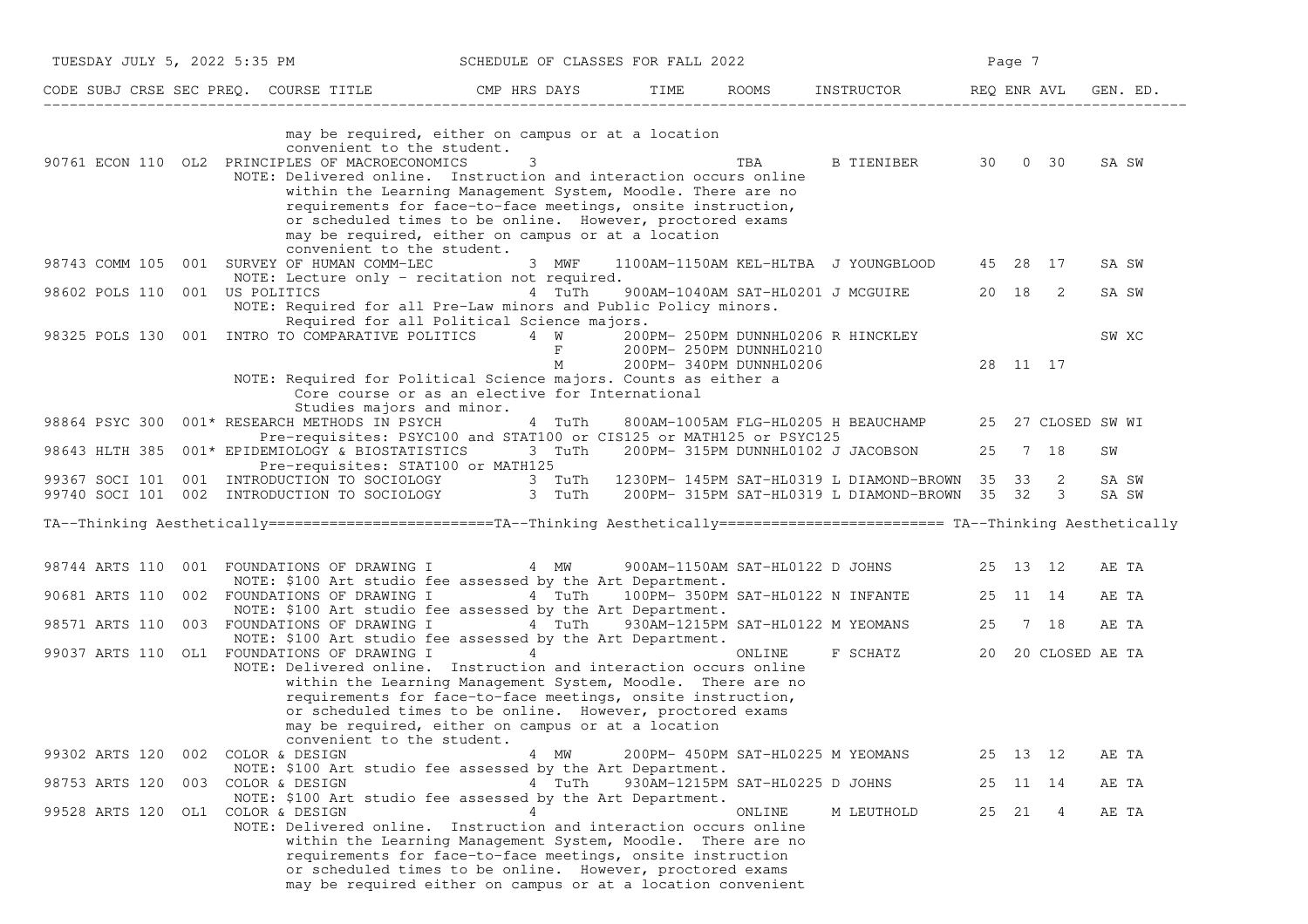| CODE | SUBJ | CRSE | SEC | PREQ. | COURSE TITLE | CMP | HRS | DAYS | TIME | ROOMS | INSTRUCTOR | REQ | ENR | AVL | GEN. ED. |
|---|---|---|---|---|---|---|---|---|---|---|---|---|---|---|---|
| | | | | | may be required, either on campus or at a location convenient to the student. | | | | | | | | | | |
| 90761 | ECON | 110 | OL2 | | PRINCIPLES OF MACROECONOMICS | | 3 | | | TBA | B TIENIBER | 30 | 0 | 30 | SA SW |
| | | | | | NOTE: Delivered online. Instruction and interaction occurs online within the Learning Management System, Moodle. There are no requirements for face-to-face meetings, onsite instruction, or scheduled times to be online. However, proctored exams may be required, either on campus or at a location convenient to the student. | | | | | | | | | | |
| 98743 | COMM | 105 | 001 | | SURVEY OF HUMAN COMM-LEC | | 3 | MWF | 1100AM-1150AM | KEL-HLTBA | J YOUNGBLOOD | 45 | 28 | 17 | SA SW |
| | | | | | NOTE: Lecture only - recitation not required. | | | | | | | | | | |
| 98602 | POLS | 110 | 001 | | US POLITICS | | 4 | TuTh | 900AM-1040AM | SAT-HL0201 | J MCGUIRE | 20 | 18 | 2 | SA SW |
| | | | | | NOTE: Required for all Pre-Law minors and Public Policy minors. Required for all Political Science majors. | | | | | | | | | | |
| 98325 | POLS | 130 | 001 | | INTRO TO COMPARATIVE POLITICS | | 4 | W | 200PM- 250PM | DUNNHL0206 | R HINCKLEY | | | | SW XC |
| | | | | | | | | F | 200PM- 250PM | DUNNHL0210 | | | | | |
| | | | | | | | | M | 200PM- 340PM | DUNNHL0206 | | 28 | 11 | 17 | |
| | | | | | NOTE: Required for Political Science majors. Counts as either a Core course or as an elective for International Studies majors and minor. | | | | | | | | | | |
| 98864 | PSYC | 300 | 001* | | RESEARCH METHODS IN PSYCH | | 4 | TuTh | 800AM-1005AM | FLG-HL0205 | H BEAUCHAMP | 25 | 27 | CLOSED | SW WI |
| | | | | | Pre-requisites: PSYC100 and STAT100 or CIS125 or MATH125 or PSYC125 | | | | | | | | | | |
| 98643 | HLTH | 385 | 001* | | EPIDEMIOLOGY & BIOSTATISTICS | | 3 | TuTh | 200PM- 315PM | DUNNHL0102 | J JACOBSON | 25 | 7 | 18 | SW |
| | | | | | Pre-requisites: STAT100 or MATH125 | | | | | | | | | | |
| 99367 | SOCI | 101 | 001 | | INTRODUCTION TO SOCIOLOGY | | 3 | TuTh | 1230PM- 145PM | SAT-HL0319 | L DIAMOND-BROWN | 35 | 33 | 2 | SA SW |
| 99740 | SOCI | 101 | 002 | | INTRODUCTION TO SOCIOLOGY | | 3 | TuTh | 200PM- 315PM | SAT-HL0319 | L DIAMOND-BROWN | 35 | 32 | 3 | SA SW |

TA--Thinking Aesthetically========================TA--Thinking Aesthetically======================== TA--Thinking Aesthetically

| CODE | SUBJ | CRSE | SEC | PREQ. | COURSE TITLE | CMP | HRS | DAYS | TIME | ROOMS | INSTRUCTOR | REQ | ENR | AVL | GEN. ED. |
|---|---|---|---|---|---|---|---|---|---|---|---|---|---|---|---|
| 98744 | ARTS | 110 | 001 | | FOUNDATIONS OF DRAWING I | | 4 | MW | 900AM-1150AM | SAT-HL0122 | D JOHNS | 25 | 13 | 12 | AE TA |
| | | | | | NOTE: $100 Art studio fee assessed by the Art Department. | | | | | | | | | | |
| 90681 | ARTS | 110 | 002 | | FOUNDATIONS OF DRAWING I | | 4 | TuTh | 100PM- 350PM | SAT-HL0122 | N INFANTE | 25 | 11 | 14 | AE TA |
| | | | | | NOTE: $100 Art studio fee assessed by the Art Department. | | | | | | | | | | |
| 98571 | ARTS | 110 | 003 | | FOUNDATIONS OF DRAWING I | | 4 | TuTh | 930AM-1215PM | SAT-HL0122 | M YEOMANS | 25 | 7 | 18 | AE TA |
| | | | | | NOTE: $100 Art studio fee assessed by the Art Department. | | | | | | | | | | |
| 99037 | ARTS | 110 | OL1 | | FOUNDATIONS OF DRAWING I | | 4 | | | ONLINE | F SCHATZ | 20 | 20 | CLOSED | AE TA |
| | | | | | NOTE: Delivered online. Instruction and interaction occurs online within the Learning Management System, Moodle. There are no requirements for face-to-face meetings, onsite instruction, or scheduled times to be online. However, proctored exams may be required, either on campus or at a location convenient to the student. | | | | | | | | | | |
| 99302 | ARTS | 120 | 002 | | COLOR & DESIGN | | 4 | MW | 200PM- 450PM | SAT-HL0225 | M YEOMANS | 25 | 13 | 12 | AE TA |
| | | | | | NOTE: $100 Art studio fee assessed by the Art Department. | | | | | | | | | | |
| 98753 | ARTS | 120 | 003 | | COLOR & DESIGN | | 4 | TuTh | 930AM-1215PM | SAT-HL0225 | D JOHNS | 25 | 11 | 14 | AE TA |
| | | | | | NOTE: $100 Art studio fee assessed by the Art Department. | | | | | | | | | | |
| 99528 | ARTS | 120 | OL1 | | COLOR & DESIGN | | 4 | | | ONLINE | M LEUTHOLD | 25 | 21 | 4 | AE TA |
| | | | | | NOTE: Delivered online. Instruction and interaction occurs online within the Learning Management System, Moodle. There are no requirements for face-to-face meetings, onsite instruction or scheduled times to be online. However, proctored exams may be required either on campus or at a location convenient | | | | | | | | | | |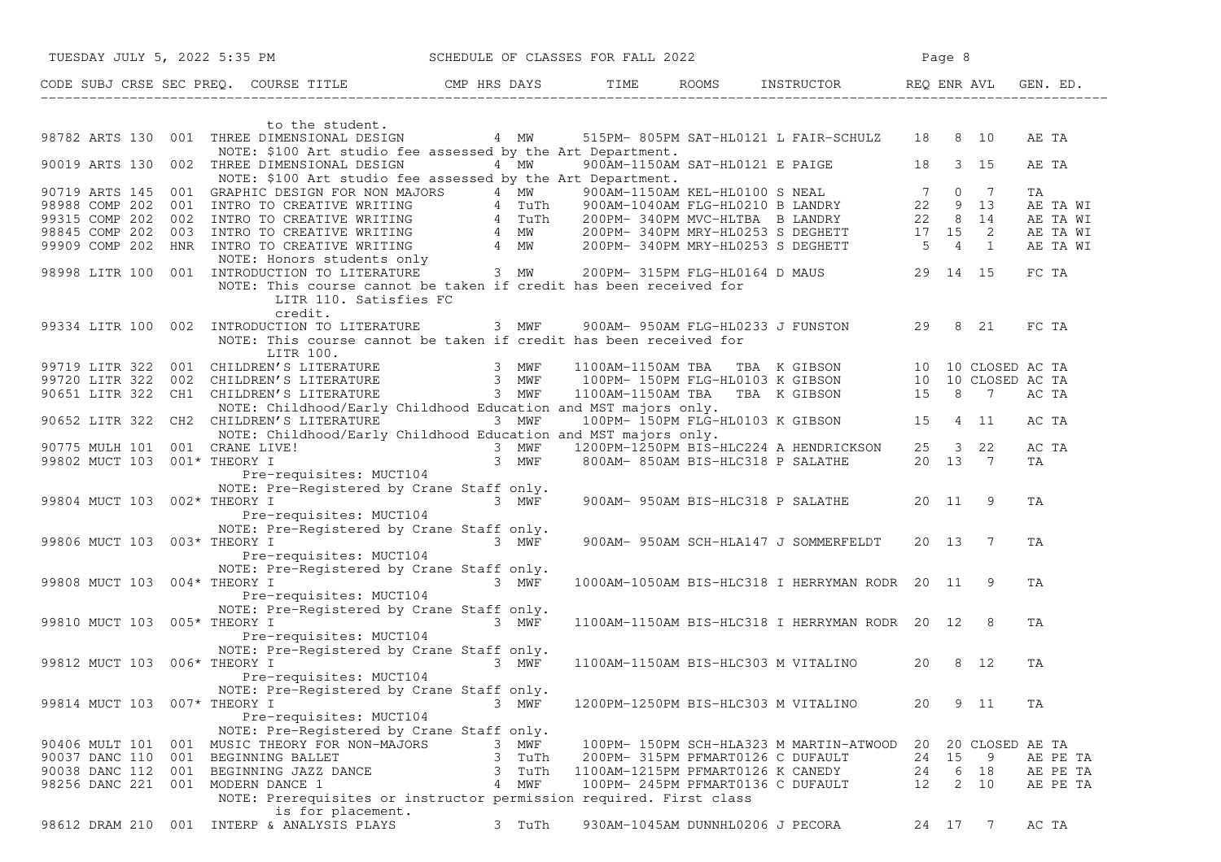| CODE | SUBJ | CRSE | SEC | PREQ. | COURSE TITLE | CMP | HRS | DAYS | TIME | ROOMS | INSTRUCTOR | REQ | ENR | AVL | GEN. ED. |
|---|---|---|---|---|---|---|---|---|---|---|---|---|---|---|---|
| | | | | | to the student. | | | | | | | | | | |
| 98782 | ARTS | 130 | 001 | | THREE DIMENSIONAL DESIGN | | 4 | MW | 515PM- 805PM | SAT-HL0121 | L FAIR-SCHULZ | 18 | 8 | 10 | AE TA |
| | | | | | NOTE: $100 Art studio fee assessed by the Art Department. | | | | | | | | | | |
| 90019 | ARTS | 130 | 002 | | THREE DIMENSIONAL DESIGN | | 4 | MW | 900AM-1150AM | SAT-HL0121 | E PAIGE | 18 | 3 | 15 | AE TA |
| | | | | | NOTE: $100 Art studio fee assessed by the Art Department. | | | | | | | | | | |
| 90719 | ARTS | 145 | 001 | | GRAPHIC DESIGN FOR NON MAJORS | | 4 | MW | 900AM-1150AM | KEL-HL0100 | S NEAL | 7 | 0 | 7 | TA |
| 98988 | COMP | 202 | 001 | | INTRO TO CREATIVE WRITING | | 4 | TuTh | 900AM-1040AM | FLG-HL0210 | B LANDRY | 22 | 9 | 13 | AE TA WI |
| 99315 | COMP | 202 | 002 | | INTRO TO CREATIVE WRITING | | 4 | TuTh | 200PM- 340PM | MVC-HLTBA | B LANDRY | 22 | 8 | 14 | AE TA WI |
| 98845 | COMP | 202 | 003 | | INTRO TO CREATIVE WRITING | | 4 | MW | 200PM- 340PM | MRY-HL0253 | S DEGHETT | 17 | 15 | 2 | AE TA WI |
| 99909 | COMP | 202 | HNR | | INTRO TO CREATIVE WRITING | | 4 | MW | 200PM- 340PM | MRY-HL0253 | S DEGHETT | 5 | 4 | 1 | AE TA WI |
| | | | | | NOTE: Honors students only | | | | | | | | | | |
| 98998 | LITR | 100 | 001 | | INTRODUCTION TO LITERATURE | | 3 | MW | 200PM- 315PM | FLG-HL0164 | D MAUS | 29 | 14 | 15 | FC TA |
| | | | | | NOTE: This course cannot be taken if credit has been received for LITR 110. Satisfies FC credit. | | | | | | | | | | |
| 99334 | LITR | 100 | 002 | | INTRODUCTION TO LITERATURE | | 3 | MWF | 900AM- 950AM | FLG-HL0233 | J FUNSTON | 29 | 8 | 21 | FC TA |
| | | | | | NOTE: This course cannot be taken if credit has been received for LITR 100. | | | | | | | | | | |
| 99719 | LITR | 322 | 001 | | CHILDREN'S LITERATURE | | 3 | MWF | 1100AM-1150AM | TBA TBA | K GIBSON | 10 | 10 | CLOSED | AC TA |
| 99720 | LITR | 322 | 002 | | CHILDREN'S LITERATURE | | 3 | MWF | 100PM- 150PM | FLG-HL0103 | K GIBSON | 10 | 10 | CLOSED | AC TA |
| 90651 | LITR | 322 | CH1 | | CHILDREN'S LITERATURE | | 3 | MWF | 1100AM-1150AM | TBA TBA | K GIBSON | 15 | 8 | 7 | AC TA |
| | | | | | NOTE: Childhood/Early Childhood Education and MST majors only. | | | | | | | | | | |
| 90652 | LITR | 322 | CH2 | | CHILDREN'S LITERATURE | | 3 | MWF | 100PM- 150PM | FLG-HL0103 | K GIBSON | 15 | 4 | 11 | AC TA |
| | | | | | NOTE: Childhood/Early Childhood Education and MST majors only. | | | | | | | | | | |
| 90775 | MULH | 101 | 001 | | CRANE LIVE! | | 3 | MWF | 1200PM-1250PM | BIS-HLC224 | A HENDRICKSON | 25 | 3 | 22 | AC TA |
| 99802 | MUCT | 103 | 001 | * | THEORY I | | 3 | MWF | 800AM- 850AM | BIS-HLC318 | P SALATHE | 20 | 13 | 7 | TA |
| | | | | | Pre-requisites: MUCT104 | | | | | | | | | | |
| | | | | | NOTE: Pre-Registered by Crane Staff only. | | | | | | | | | | |
| 99804 | MUCT | 103 | 002 | * | THEORY I | | 3 | MWF | 900AM- 950AM | BIS-HLC318 | P SALATHE | 20 | 11 | 9 | TA |
| | | | | | Pre-requisites: MUCT104 | | | | | | | | | | |
| | | | | | NOTE: Pre-Registered by Crane Staff only. | | | | | | | | | | |
| 99806 | MUCT | 103 | 003 | * | THEORY I | | 3 | MWF | 900AM- 950AM | SCH-HLA147 | J SOMMERFELDT | 20 | 13 | 7 | TA |
| | | | | | Pre-requisites: MUCT104 | | | | | | | | | | |
| | | | | | NOTE: Pre-Registered by Crane Staff only. | | | | | | | | | | |
| 99808 | MUCT | 103 | 004 | * | THEORY I | | 3 | MWF | 1000AM-1050AM | BIS-HLC318 | I HERRYMAN RODR | 20 | 11 | 9 | TA |
| | | | | | Pre-requisites: MUCT104 | | | | | | | | | | |
| | | | | | NOTE: Pre-Registered by Crane Staff only. | | | | | | | | | | |
| 99810 | MUCT | 103 | 005 | * | THEORY I | | 3 | MWF | 1100AM-1150AM | BIS-HLC318 | I HERRYMAN RODR | 20 | 12 | 8 | TA |
| | | | | | Pre-requisites: MUCT104 | | | | | | | | | | |
| | | | | | NOTE: Pre-Registered by Crane Staff only. | | | | | | | | | | |
| 99812 | MUCT | 103 | 006 | * | THEORY I | | 3 | MWF | 1100AM-1150AM | BIS-HLC303 | M VITALINO | 20 | 8 | 12 | TA |
| | | | | | Pre-requisites: MUCT104 | | | | | | | | | | |
| | | | | | NOTE: Pre-Registered by Crane Staff only. | | | | | | | | | | |
| 99814 | MUCT | 103 | 007 | * | THEORY I | | 3 | MWF | 1200PM-1250PM | BIS-HLC303 | M VITALINO | 20 | 9 | 11 | TA |
| | | | | | Pre-requisites: MUCT104 | | | | | | | | | | |
| | | | | | NOTE: Pre-Registered by Crane Staff only. | | | | | | | | | | |
| 90406 | MULT | 101 | 001 | | MUSIC THEORY FOR NON-MAJORS | | 3 | MWF | 100PM- 150PM | SCH-HLA323 | M MARTIN-ATWOOD | 20 | 20 | CLOSED | AE TA |
| 90037 | DANC | 110 | 001 | | BEGINNING BALLET | | 3 | TuTh | 200PM- 315PM | PFMART0126 | C DUFAULT | 24 | 15 | 9 | AE PE TA |
| 90038 | DANC | 112 | 001 | | BEGINNING JAZZ DANCE | | 3 | TuTh | 1100AM-1215PM | PFMART0126 | K CANEDY | 24 | 6 | 18 | AE PE TA |
| 98256 | DANC | 221 | 001 | | MODERN DANCE 1 | | 4 | MWF | 100PM- 245PM | PFMART0136 | C DUFAULT | 12 | 2 | 10 | AE PE TA |
| | | | | | NOTE: Prerequisites or instructor permission required. First class is for placement. | | | | | | | | | | |
| 98612 | DRAM | 210 | 001 | | INTERP & ANALYSIS PLAYS | | 3 | TuTh | 930AM-1045AM | DUNNHL0206 | J PECORA | 24 | 17 | 7 | AC TA |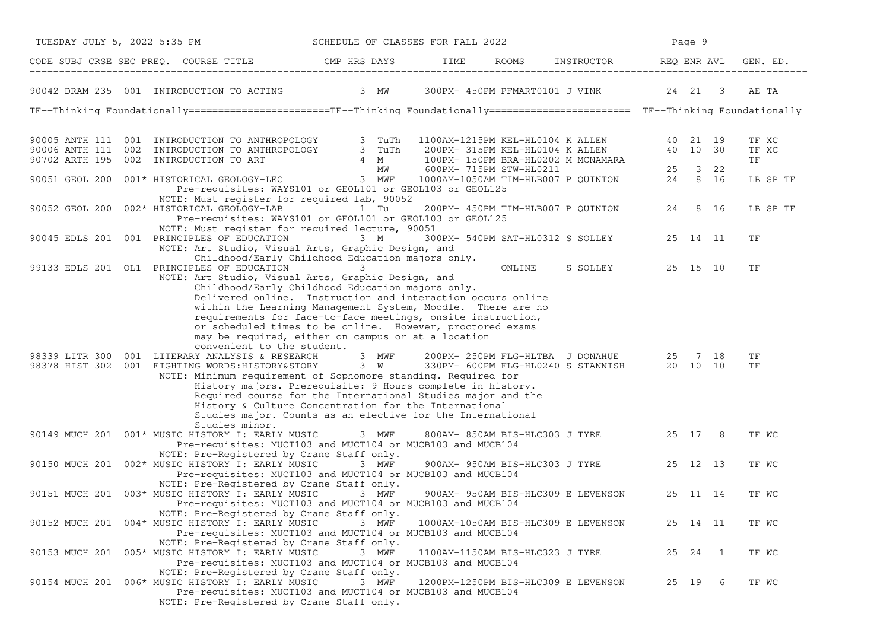TUESDAY JULY 5, 2022 5:35 PM — SCHEDULE OF CLASSES FOR FALL 2022

| CODE | SUBJ | CRSE | SEC | PREQ. | COURSE TITLE | CMP | HRS | DAYS | TIME | ROOMS | INSTRUCTOR | REQ | ENR | AVL | GEN. ED. |
|---|---|---|---|---|---|---|---|---|---|---|---|---|---|---|---|
| 90042 | DRAM | 235 | 001 | | INTRODUCTION TO ACTING | | 3 | MW | 300PM- 450PM | PFMART0101 | J VINK | 24 | 21 | 3 | AE TA |

## TF--Thinking Foundationally

| CODE | SUBJ | CRSE | SEC | PREQ. | COURSE TITLE | CMP | HRS | DAYS | TIME | ROOMS | INSTRUCTOR | REQ | ENR | AVL | GEN. ED. |
|---|---|---|---|---|---|---|---|---|---|---|---|---|---|---|---|
| 90005 | ANTH | 111 | 001 | | INTRODUCTION TO ANTHROPOLOGY | | 3 | TuTh | 1100AM-1215PM | KEL-HL0104 | K ALLEN | 40 | 21 | 19 | TF XC |
| 90006 | ANTH | 111 | 002 | | INTRODUCTION TO ANTHROPOLOGY | | 3 | TuTh | 200PM- 315PM | KEL-HL0104 | K ALLEN | 40 | 10 | 30 | TF XC |
| 90702 | ARTH | 195 | 002 | | INTRODUCTION TO ART | | 4 | M | 100PM- 150PM | BRA-HL0202 | M MCNAMARA | | | | TF |
| | | | | | | | | MW | 600PM- 715PM | STW-HL0211 | | 25 | 3 | 22 | |
| 90051 | GEOL | 200 | 001 | * | HISTORICAL GEOLOGY-LEC | | 3 | MWF | 1000AM-1050AM | TIM-HLB007 | P QUINTON | 24 | 8 | 16 | LB SP TF |
| | | | | | Pre-requisites: WAYS101 or GEOL101 or GEOL103 or GEOL125<br>NOTE: Must register for required lab, 90052 | | | | | | | | | | |
| 90052 | GEOL | 200 | 002 | * | HISTORICAL GEOLOGY-LAB | | 1 | Tu | 200PM- 450PM | TIM-HLB007 | P QUINTON | 24 | 8 | 16 | LB SP TF |
| | | | | | Pre-requisites: WAYS101 or GEOL101 or GEOL103 or GEOL125<br>NOTE: Must register for required lecture, 90051 | | | | | | | | | | |
| 90045 | EDLS | 201 | 001 | | PRINCIPLES OF EDUCATION | | 3 | M | 300PM- 540PM | SAT-HL0312 | S SOLLEY | 25 | 14 | 11 | TF |
| | | | | | NOTE: Art Studio, Visual Arts, Graphic Design, and Childhood/Early Childhood Education majors only. | | | | | | | | | | |
| 99133 | EDLS | 201 | OL1 | | PRINCIPLES OF EDUCATION | | 3 | | | ONLINE | S SOLLEY | 25 | 15 | 10 | TF |
| | | | | | NOTE: Art Studio, Visual Arts, Graphic Design, and Childhood/Early Childhood Education majors only. Delivered online. Instruction and interaction occurs online within the Learning Management System, Moodle. There are no requirements for face-to-face meetings, onsite instruction, or scheduled times to be online. However, proctored exams may be required, either on campus or at a location convenient to the student. | | | | | | | | | | |
| 98339 | LITR | 300 | 001 | | LITERARY ANALYSIS & RESEARCH | | 3 | MWF | 200PM- 250PM | FLG-HLTBA | J DONAHUE | 25 | 7 | 18 | TF |
| 98378 | HIST | 302 | 001 | | FIGHTING WORDS:HISTORY&STORY | | 3 | W | 330PM- 600PM | FLG-HL0240 | S STANNISH | 20 | 10 | 10 | TF |
| | | | | | NOTE: Minimum requirement of Sophomore standing. Required for History majors. Prerequisite: 9 Hours complete in history. Required course for the International Studies major and the History & Culture Concentration for the International Studies major. Counts as an elective for the International Studies minor. | | | | | | | | | | |
| 90149 | MUCH | 201 | 001 | * | MUSIC HISTORY I: EARLY MUSIC | | 3 | MWF | 800AM- 850AM | BIS-HLC303 | J TYRE | 25 | 17 | 8 | TF WC |
| | | | | | Pre-requisites: MUCT103 and MUCT104 or MUCB103 and MUCB104<br>NOTE: Pre-Registered by Crane Staff only. | | | | | | | | | | |
| 90150 | MUCH | 201 | 002 | * | MUSIC HISTORY I: EARLY MUSIC | | 3 | MWF | 900AM- 950AM | BIS-HLC303 | J TYRE | 25 | 12 | 13 | TF WC |
| | | | | | Pre-requisites: MUCT103 and MUCT104 or MUCB103 and MUCB104<br>NOTE: Pre-Registered by Crane Staff only. | | | | | | | | | | |
| 90151 | MUCH | 201 | 003 | * | MUSIC HISTORY I: EARLY MUSIC | | 3 | MWF | 900AM- 950AM | BIS-HLC309 | E LEVENSON | 25 | 11 | 14 | TF WC |
| | | | | | Pre-requisites: MUCT103 and MUCT104 or MUCB103 and MUCB104<br>NOTE: Pre-Registered by Crane Staff only. | | | | | | | | | | |
| 90152 | MUCH | 201 | 004 | * | MUSIC HISTORY I: EARLY MUSIC | | 3 | MWF | 1000AM-1050AM | BIS-HLC309 | E LEVENSON | 25 | 14 | 11 | TF WC |
| | | | | | Pre-requisites: MUCT103 and MUCT104 or MUCB103 and MUCB104<br>NOTE: Pre-Registered by Crane Staff only. | | | | | | | | | | |
| 90153 | MUCH | 201 | 005 | * | MUSIC HISTORY I: EARLY MUSIC | | 3 | MWF | 1100AM-1150AM | BIS-HLC323 | J TYRE | 25 | 24 | 1 | TF WC |
| | | | | | Pre-requisites: MUCT103 and MUCT104 or MUCB103 and MUCB104<br>NOTE: Pre-Registered by Crane Staff only. | | | | | | | | | | |
| 90154 | MUCH | 201 | 006 | * | MUSIC HISTORY I: EARLY MUSIC | | 3 | MWF | 1200PM-1250PM | BIS-HLC309 | E LEVENSON | 25 | 19 | 6 | TF WC |
| | | | | | Pre-requisites: MUCT103 and MUCT104 or MUCB103 and MUCB104<br>NOTE: Pre-Registered by Crane Staff only. | | | | | | | | | | |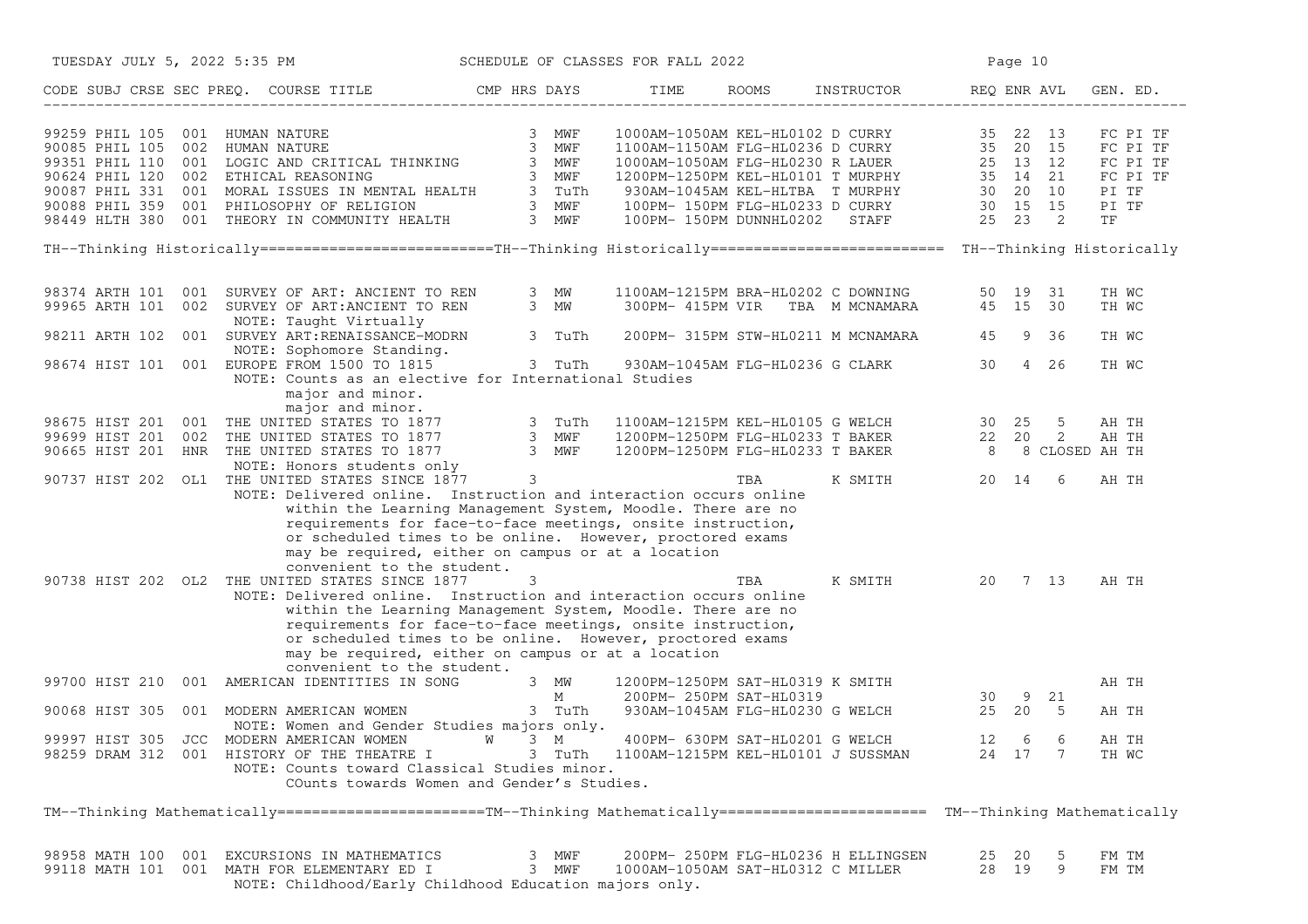SCHEDULE OF CLASSES FOR FALL 2022

| CODE | SUBJ | CRSE | SEC | PREQ. | COURSE TITLE | CMP | HRS | DAYS | TIME | ROOMS | INSTRUCTOR | REQ | ENR | AVL | GEN. ED. |
|---|---|---|---|---|---|---|---|---|---|---|---|---|---|---|---|
| 99259 | PHIL | 105 | 001 | | HUMAN NATURE | | 3 | MWF | 1000AM-1050AM | KEL-HL0102 | D CURRY | 35 | 22 | 13 | FC PI TF |
| 90085 | PHIL | 105 | 002 | | HUMAN NATURE | | 3 | MWF | 1100AM-1150AM | FLG-HL0236 | D CURRY | 35 | 20 | 15 | FC PI TF |
| 99351 | PHIL | 110 | 001 | | LOGIC AND CRITICAL THINKING | | 3 | MWF | 1000AM-1050AM | FLG-HL0230 | R LAUER | 25 | 13 | 12 | FC PI TF |
| 90624 | PHIL | 120 | 002 | | ETHICAL REASONING | | 3 | MWF | 1200PM-1250PM | KEL-HL0101 | T MURPHY | 35 | 14 | 21 | FC PI TF |
| 90087 | PHIL | 331 | 001 | | MORAL ISSUES IN MENTAL HEALTH | | 3 | TuTh | 930AM-1045AM | KEL-HLTBA | T MURPHY | 30 | 20 | 10 | PI TF |
| 90088 | PHIL | 359 | 001 | | PHILOSOPHY OF RELIGION | | 3 | MWF | 100PM- 150PM | FLG-HL0233 | D CURRY | 30 | 15 | 15 | PI TF |
| 98449 | HLTH | 380 | 001 | | THEORY IN COMMUNITY HEALTH | | 3 | MWF | 100PM- 150PM | DUNNHL0202 | STAFF | 25 | 23 | 2 | TF |

TH--Thinking Historically==========================TH--Thinking Historically========================== TH--Thinking Historically

| CODE | SUBJ | CRSE | SEC | PREQ. | COURSE TITLE | CMP | HRS | DAYS | TIME | ROOMS | INSTRUCTOR | REQ | ENR | AVL | GEN. ED. |
|---|---|---|---|---|---|---|---|---|---|---|---|---|---|---|---|
| 98374 | ARTH | 101 | 001 | | SURVEY OF ART: ANCIENT TO REN | | 3 | MW | 1100AM-1215PM | BRA-HL0202 | C DOWNING | 50 | 19 | 31 | TH WC |
| 99965 | ARTH | 101 | 002 | | SURVEY OF ART:ANCIENT TO REN | | 3 | MW | 300PM- 415PM | VIR TBA | M MCNAMARA | 45 | 15 | 30 | TH WC |
| | | | | | NOTE: Taught Virtually | | | | | | | | | | |
| 98211 | ARTH | 102 | 001 | | SURVEY ART:RENAISSANCE-MODRN | | 3 | TuTh | 200PM- 315PM | STW-HL0211 | M MCNAMARA | 45 | 9 | 36 | TH WC |
| | | | | | NOTE: Sophomore Standing. | | | | | | | | | | |
| 98674 | HIST | 101 | 001 | | EUROPE FROM 1500 TO 1815 | | 3 | TuTh | 930AM-1045AM | FLG-HL0236 | G CLARK | 30 | 4 | 26 | TH WC |
| | | | | | NOTE: Counts as an elective for International Studies major and minor. major and minor. | | | | | | | | | | |
| 98675 | HIST | 201 | 001 | | THE UNITED STATES TO 1877 | | 3 | TuTh | 1100AM-1215PM | KEL-HL0105 | G WELCH | 30 | 25 | 5 | AH TH |
| 99699 | HIST | 201 | 002 | | THE UNITED STATES TO 1877 | | 3 | MWF | 1200PM-1250PM | FLG-HL0233 | T BAKER | 22 | 20 | 2 | AH TH |
| 90665 | HIST | 201 | HNR | | THE UNITED STATES TO 1877 | | 3 | MWF | 1200PM-1250PM | FLG-HL0233 | T BAKER | 8 | 8 | CLOSED | AH TH |
| | | | | | NOTE: Honors students only | | | | | | | | | | |
| 90737 | HIST | 202 | OL1 | | THE UNITED STATES SINCE 1877 | | 3 | | | TBA | K SMITH | 20 | 14 | 6 | AH TH |
| | | | | | NOTE: Delivered online. Instruction and interaction occurs online within the Learning Management System, Moodle. There are no requirements for face-to-face meetings, onsite instruction, or scheduled times to be online. However, proctored exams may be required, either on campus or at a location convenient to the student. | | | | | | | | | | |
| 90738 | HIST | 202 | OL2 | | THE UNITED STATES SINCE 1877 | | 3 | | | TBA | K SMITH | 20 | 7 | 13 | AH TH |
| | | | | | NOTE: Delivered online. Instruction and interaction occurs online within the Learning Management System, Moodle. There are no requirements for face-to-face meetings, onsite instruction, or scheduled times to be online. However, proctored exams may be required, either on campus or at a location convenient to the student. | | | | | | | | | | |
| 99700 | HIST | 210 | 001 | | AMERICAN IDENTITIES IN SONG | | 3 | MW | 1200PM-1250PM | SAT-HL0319 | K SMITH | | | | AH TH |
| | | | | | | | | M | 200PM- 250PM | SAT-HL0319 | | 30 | 9 | 21 | |
| 90068 | HIST | 305 | 001 | | MODERN AMERICAN WOMEN | | 3 | TuTh | 930AM-1045AM | FLG-HL0230 | G WELCH | 25 | 20 | 5 | AH TH |
| | | | | | NOTE: Women and Gender Studies majors only. | | | | | | | | | | |
| 99997 | HIST | 305 | JCC | | MODERN AMERICAN WOMEN | W | 3 | M | 400PM- 630PM | SAT-HL0201 | G WELCH | 12 | 6 | 6 | AH TH |
| 98259 | DRAM | 312 | 001 | | HISTORY OF THE THEATRE I | | 3 | TuTh | 1100AM-1215PM | KEL-HL0101 | J SUSSMAN | 24 | 17 | 7 | TH WC |
| | | | | | NOTE: Counts toward Classical Studies minor. COunts towards Women and Gender's Studies. | | | | | | | | | | |

TM--Thinking Mathematically========================TM--Thinking Mathematically======================== TM--Thinking Mathematically

| CODE | SUBJ | CRSE | SEC | PREQ. | COURSE TITLE | CMP | HRS | DAYS | TIME | ROOMS | INSTRUCTOR | REQ | ENR | AVL | GEN. ED. |
|---|---|---|---|---|---|---|---|---|---|---|---|---|---|---|---|
| 98958 | MATH | 100 | 001 | | EXCURSIONS IN MATHEMATICS | | 3 | MWF | 200PM- 250PM | FLG-HL0236 | H ELLINGSEN | 25 | 20 | 5 | FM TM |
| 99118 | MATH | 101 | 001 | | MATH FOR ELEMENTARY ED I | | 3 | MWF | 1000AM-1050AM | SAT-HL0312 | C MILLER | 28 | 19 | 9 | FM TM |
| | | | | | NOTE: Childhood/Early Childhood Education majors only. | | | | | | | | | | |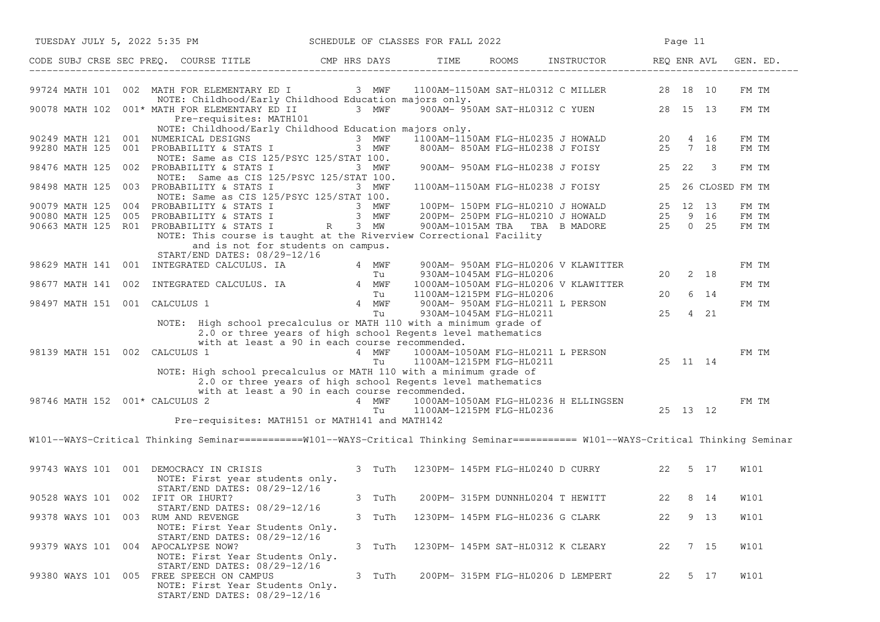SCHEDULE OF CLASSES FOR FALL 2022

| CODE | SUBJ | CRSE | SEC | PREQ. | COURSE TITLE | CMP | HRS | DAYS | TIME | ROOMS | INSTRUCTOR | REQ | ENR | AVL | GEN. ED. |
|---|---|---|---|---|---|---|---|---|---|---|---|---|---|---|---|
| 99724 | MATH | 101 | 002 | | MATH FOR ELEMENTARY ED I | | 3 | MWF | 1100AM-1150AM | SAT-HL0312 | C MILLER | 28 | 18 | 10 | FM TM |
| | | | | | NOTE: Childhood/Early Childhood Education majors only. | | | | | | | | | | |
| 90078 | MATH | 102 | 001 | * | MATH FOR ELEMENTARY ED II | | 3 | MWF | 900AM- 950AM | SAT-HL0312 | C YUEN | 28 | 15 | 13 | FM TM |
| | | | | | Pre-requisites: MATH101 | | | | | | | | | | |
| | | | | | NOTE: Childhood/Early Childhood Education majors only. | | | | | | | | | | |
| 90249 | MATH | 121 | 001 | | NUMERICAL DESIGNS | | 3 | MWF | 1100AM-1150AM | FLG-HL0235 | J HOWALD | 20 | 4 | 16 | FM TM |
| 99280 | MATH | 125 | 001 | | PROBABILITY & STATS I | | 3 | MWF | 800AM- 850AM | FLG-HL0238 | J FOISY | 25 | 7 | 18 | FM TM |
| | | | | | NOTE: Same as CIS 125/PSYC 125/STAT 100. | | | | | | | | | | |
| 98476 | MATH | 125 | 002 | | PROBABILITY & STATS I | | 3 | MWF | 900AM- 950AM | FLG-HL0238 | J FOISY | 25 | 22 | 3 | FM TM |
| | | | | | NOTE: Same as CIS 125/PSYC 125/STAT 100. | | | | | | | | | | |
| 98498 | MATH | 125 | 003 | | PROBABILITY & STATS I | | 3 | MWF | 1100AM-1150AM | FLG-HL0238 | J FOISY | 25 | 26 | CLOSED | FM TM |
| | | | | | NOTE: Same as CIS 125/PSYC 125/STAT 100. | | | | | | | | | | |
| 90079 | MATH | 125 | 004 | | PROBABILITY & STATS I | | 3 | MWF | 100PM- 150PM | FLG-HL0210 | J HOWALD | 25 | 12 | 13 | FM TM |
| 90080 | MATH | 125 | 005 | | PROBABILITY & STATS I | | 3 | MWF | 200PM- 250PM | FLG-HL0210 | J HOWALD | 25 | 9 | 16 | FM TM |
| 90663 | MATH | 125 | R01 | | PROBABILITY & STATS I | R | 3 | MW | 900AM-1015AM | TBA TBA | B MADORE | 25 | 0 | 25 | FM TM |
| | | | | | NOTE: This course is taught at the Riverview Correctional Facility and is not for students on campus. | | | | | | | | | | |
| | | | | | START/END DATES: 08/29-12/16 | | | | | | | | | | |
| 98629 | MATH | 141 | 001 | | INTEGRATED CALCULUS. IA | | 4 | MWF | 900AM- 950AM | FLG-HL0206 | V KLAWITTER | | | | FM TM |
| | | | | | | | | Tu | 930AM-1045AM | FLG-HL0206 | | 20 | 2 | 18 | |
| 98677 | MATH | 141 | 002 | | INTEGRATED CALCULUS. IA | | 4 | MWF | 1000AM-1050AM | FLG-HL0206 | V KLAWITTER | | | | FM TM |
| | | | | | | | | Tu | 1100AM-1215PM | FLG-HL0206 | | 20 | 6 | 14 | |
| 98497 | MATH | 151 | 001 | | CALCULUS 1 | | 4 | MWF | 900AM- 950AM | FLG-HL0211 | L PERSON | | | | FM TM |
| | | | | | | | | Tu | 930AM-1045AM | FLG-HL0211 | | 25 | 4 | 21 | |
| | | | | | NOTE: High school precalculus or MATH 110 with a minimum grade of 2.0 or three years of high school Regents level mathematics with at least a 90 in each course recommended. | | | | | | | | | | |
| 98139 | MATH | 151 | 002 | | CALCULUS 1 | | 4 | MWF | 1000AM-1050AM | FLG-HL0211 | L PERSON | | | | FM TM |
| | | | | | | | | Tu | 1100AM-1215PM | FLG-HL0211 | | 25 | 11 | 14 | |
| | | | | | NOTE: High school precalculus or MATH 110 with a minimum grade of 2.0 or three years of high school Regents level mathematics with at least a 90 in each course recommended. | | | | | | | | | | |
| 98746 | MATH | 152 | 001 | * | CALCULUS 2 | | 4 | MWF | 1000AM-1050AM | FLG-HL0236 | H ELLINGSEN | | | | FM TM |
| | | | | | | | | Tu | 1100AM-1215PM | FLG-HL0236 | | 25 | 13 | 12 | |
| | | | | | Pre-requisites: MATH151 or MATH141 and MATH142 | | | | | | | | | | |

W101--WAYS-Critical Thinking Seminar===========W101--WAYS-Critical Thinking Seminar=========== W101--WAYS-Critical Thinking Seminar

| CODE | SUBJ | CRSE | SEC | PREQ. | COURSE TITLE | CMP | HRS | DAYS | TIME | ROOMS | INSTRUCTOR | REQ | ENR | AVL | GEN. ED. |
|---|---|---|---|---|---|---|---|---|---|---|---|---|---|---|---|
| 99743 | WAYS | 101 | 001 | | DEMOCRACY IN CRISIS | | 3 | TuTh | 1230PM- 145PM | FLG-HL0240 | D CURRY | 22 | 5 | 17 | W101 |
| | | | | | NOTE: First year students only. | | | | | | | | | | |
| | | | | | START/END DATES: 08/29-12/16 | | | | | | | | | | |
| 90528 | WAYS | 101 | 002 | | IFIT OR IHURT? | | 3 | TuTh | 200PM- 315PM | DUNNHL0204 | T HEWITT | 22 | 8 | 14 | W101 |
| | | | | | START/END DATES: 08/29-12/16 | | | | | | | | | | |
| 99378 | WAYS | 101 | 003 | | RUM AND REVENGE | | 3 | TuTh | 1230PM- 145PM | FLG-HL0236 | G CLARK | 22 | 9 | 13 | W101 |
| | | | | | NOTE: First Year Students Only. | | | | | | | | | | |
| | | | | | START/END DATES: 08/29-12/16 | | | | | | | | | | |
| 99379 | WAYS | 101 | 004 | | APOCALYPSE NOW? | | 3 | TuTh | 1230PM- 145PM | SAT-HL0312 | K CLEARY | 22 | 7 | 15 | W101 |
| | | | | | NOTE: First Year Students Only. | | | | | | | | | | |
| | | | | | START/END DATES: 08/29-12/16 | | | | | | | | | | |
| 99380 | WAYS | 101 | 005 | | FREE SPEECH ON CAMPUS | | 3 | TuTh | 200PM- 315PM | FLG-HL0206 | D LEMPERT | 22 | 5 | 17 | W101 |
| | | | | | NOTE: First Year Students Only. | | | | | | | | | | |
| | | | | | START/END DATES: 08/29-12/16 | | | | | | | | | | |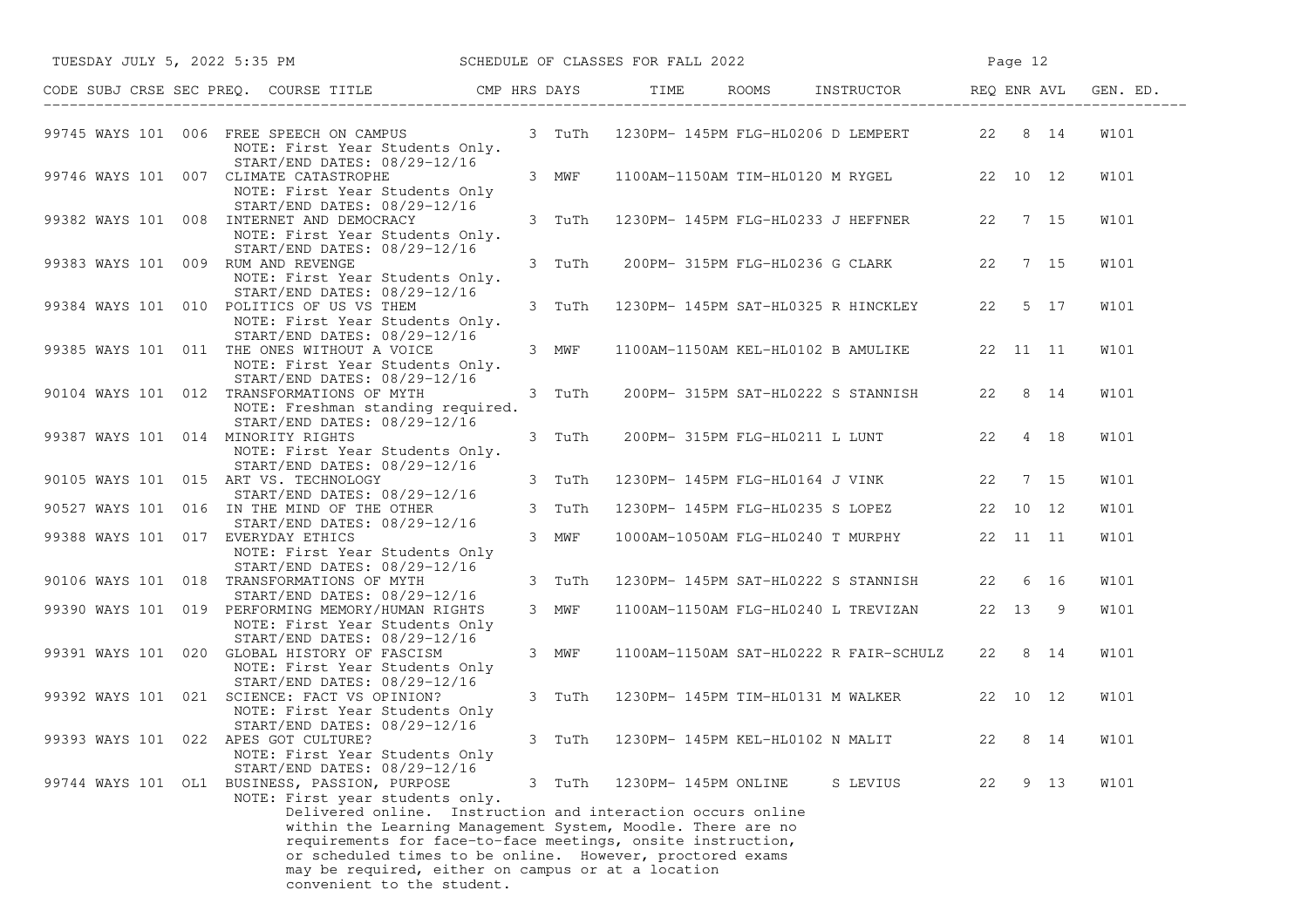| CODE | SUBJ | CRSE | SEC | PREQ. | COURSE TITLE | CMP | HRS | DAYS | TIME | ROOMS | INSTRUCTOR | REQ | ENR | AVL | GEN. ED. |
|---|---|---|---|---|---|---|---|---|---|---|---|---|---|---|---|
| 99745 | WAYS | 101 | 006 | | FREE SPEECH ON CAMPUS<br>NOTE: First Year Students Only.<br>START/END DATES: 08/29-12/16 | | 3 | TuTh | 1230PM- 145PM | FLG-HL0206 | D LEMPERT | 22 | 8 | 14 | W101 |
| 99746 | WAYS | 101 | 007 | | CLIMATE CATASTROPHE<br>NOTE: First Year Students Only<br>START/END DATES: 08/29-12/16 | | 3 | MWF | 1100AM-1150AM | TIM-HL0120 | M RYGEL | 22 | 10 | 12 | W101 |
| 99382 | WAYS | 101 | 008 | | INTERNET AND DEMOCRACY<br>NOTE: First Year Students Only.<br>START/END DATES: 08/29-12/16 | | 3 | TuTh | 1230PM- 145PM | FLG-HL0233 | J HEFFNER | 22 | 7 | 15 | W101 |
| 99383 | WAYS | 101 | 009 | | RUM AND REVENGE<br>NOTE: First Year Students Only.<br>START/END DATES: 08/29-12/16 | | 3 | TuTh | 200PM- 315PM | FLG-HL0236 | G CLARK | 22 | 7 | 15 | W101 |
| 99384 | WAYS | 101 | 010 | | POLITICS OF US VS THEM<br>NOTE: First Year Students Only.<br>START/END DATES: 08/29-12/16 | | 3 | TuTh | 1230PM- 145PM | SAT-HL0325 | R HINCKLEY | 22 | 5 | 17 | W101 |
| 99385 | WAYS | 101 | 011 | | THE ONES WITHOUT A VOICE<br>NOTE: First Year Students Only.<br>START/END DATES: 08/29-12/16 | | 3 | MWF | 1100AM-1150AM | KEL-HL0102 | B AMULIKE | 22 | 11 | 11 | W101 |
| 90104 | WAYS | 101 | 012 | | TRANSFORMATIONS OF MYTH<br>NOTE: Freshman standing required.<br>START/END DATES: 08/29-12/16 | | 3 | TuTh | 200PM- 315PM | SAT-HL0222 | S STANNISH | 22 | 8 | 14 | W101 |
| 99387 | WAYS | 101 | 014 | | MINORITY RIGHTS<br>NOTE: First Year Students Only.<br>START/END DATES: 08/29-12/16 | | 3 | TuTh | 200PM- 315PM | FLG-HL0211 | L LUNT | 22 | 4 | 18 | W101 |
| 90105 | WAYS | 101 | 015 | | ART VS. TECHNOLOGY<br>START/END DATES: 08/29-12/16 | | 3 | TuTh | 1230PM- 145PM | FLG-HL0164 | J VINK | 22 | 7 | 15 | W101 |
| 90527 | WAYS | 101 | 016 | | IN THE MIND OF THE OTHER<br>START/END DATES: 08/29-12/16 | | 3 | TuTh | 1230PM- 145PM | FLG-HL0235 | S LOPEZ | 22 | 10 | 12 | W101 |
| 99388 | WAYS | 101 | 017 | | EVERYDAY ETHICS<br>NOTE: First Year Students Only<br>START/END DATES: 08/29-12/16 | | 3 | MWF | 1000AM-1050AM | FLG-HL0240 | T MURPHY | 22 | 11 | 11 | W101 |
| 90106 | WAYS | 101 | 018 | | TRANSFORMATIONS OF MYTH<br>START/END DATES: 08/29-12/16 | | 3 | TuTh | 1230PM- 145PM | SAT-HL0222 | S STANNISH | 22 | 6 | 16 | W101 |
| 99390 | WAYS | 101 | 019 | | PERFORMING MEMORY/HUMAN RIGHTS<br>NOTE: First Year Students Only<br>START/END DATES: 08/29-12/16 | | 3 | MWF | 1100AM-1150AM | FLG-HL0240 | L TREVIZAN | 22 | 13 | 9 | W101 |
| 99391 | WAYS | 101 | 020 | | GLOBAL HISTORY OF FASCISM<br>NOTE: First Year Students Only<br>START/END DATES: 08/29-12/16 | | 3 | MWF | 1100AM-1150AM | SAT-HL0222 | R FAIR-SCHULZ | 22 | 8 | 14 | W101 |
| 99392 | WAYS | 101 | 021 | | SCIENCE: FACT VS OPINION?<br>NOTE: First Year Students Only<br>START/END DATES: 08/29-12/16 | | 3 | TuTh | 1230PM- 145PM | TIM-HL0131 | M WALKER | 22 | 10 | 12 | W101 |
| 99393 | WAYS | 101 | 022 | | APES GOT CULTURE?<br>NOTE: First Year Students Only<br>START/END DATES: 08/29-12/16 | | 3 | TuTh | 1230PM- 145PM | KEL-HL0102 | N MALIT | 22 | 8 | 14 | W101 |
| 99744 | WAYS | 101 | OL1 | | BUSINESS, PASSION, PURPOSE<br>NOTE: First year students only.<br>Delivered online. Instruction and interaction occurs online within the Learning Management System, Moodle. There are no requirements for face-to-face meetings, onsite instruction, or scheduled times to be online. However, proctored exams may be required, either on campus or at a location convenient to the student. | | 3 | TuTh | 1230PM- 145PM | ONLINE | S LEVIUS | 22 | 9 | 13 | W101 |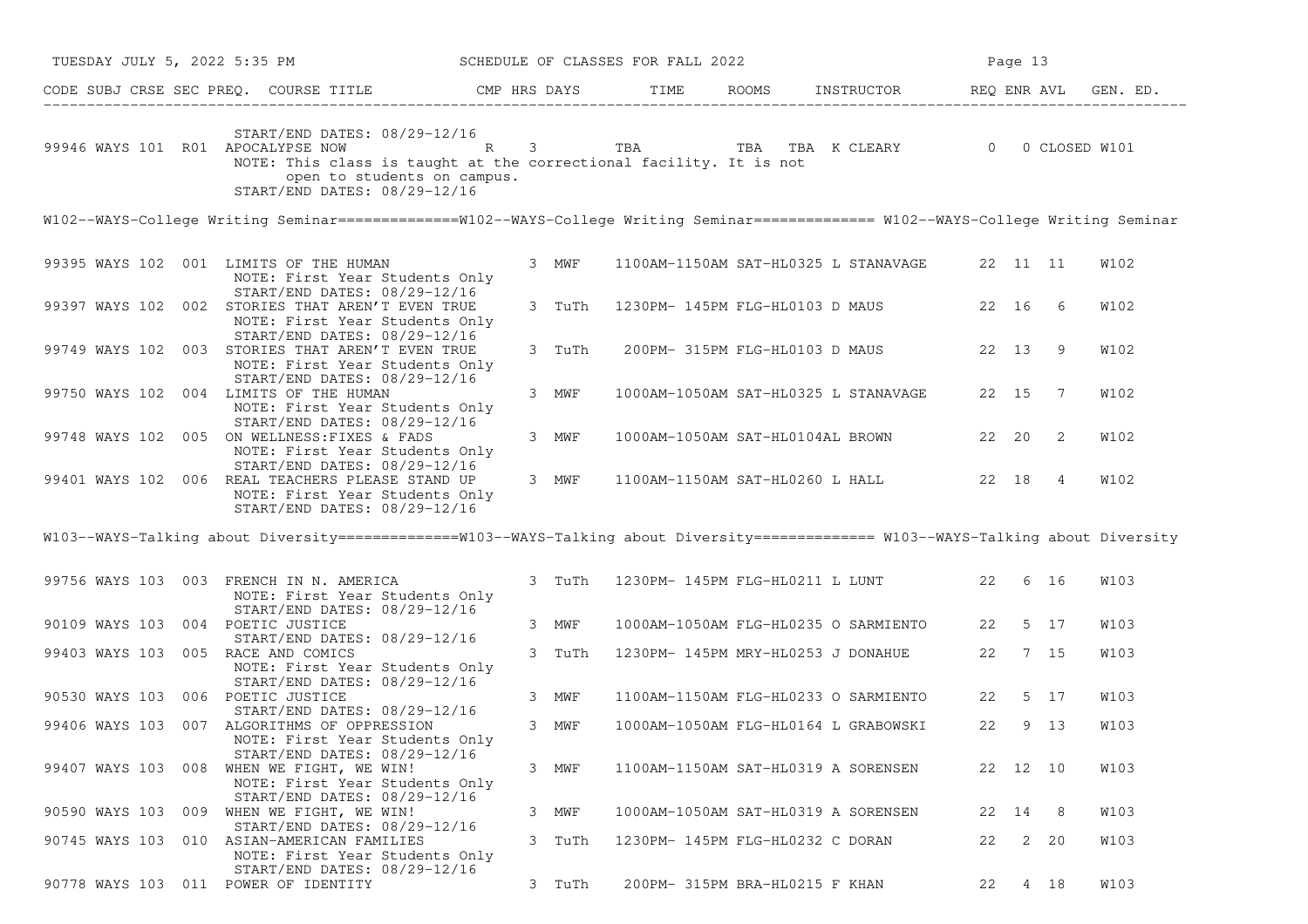| CODE | SUBJ | CRSE | SEC | PREQ. | COURSE TITLE | CMP | HRS | DAYS | TIME | ROOMS | INSTRUCTOR | REQ | ENR | AVL | GEN. ED. |
|---|---|---|---|---|---|---|---|---|---|---|---|---|---|---|---|
| | | | | | START/END DATES: 08/29-12/16 | | | | | | | | | | |
| 99946 | WAYS | 101 | R01 | | APOCALYPSE NOW | R | 3 | | TBA | TBA | TBA K CLEARY | 0 | 0 | CLOSED | W101 |
| | | | | | NOTE: This class is taught at the correctional facility. It is not open to students on campus. | | | | | | | | | | |
| | | | | | START/END DATES: 08/29-12/16 | | | | | | | | | | |

## W102--WAYS-College Writing Seminar

| CODE | SUBJ | CRSE | SEC | PREQ. | COURSE TITLE | CMP | HRS | DAYS | TIME | ROOMS | INSTRUCTOR | REQ | ENR | AVL | GEN. ED. |
|---|---|---|---|---|---|---|---|---|---|---|---|---|---|---|---|
| 99395 | WAYS | 102 | 001 | | LIMITS OF THE HUMAN | | 3 | MWF | 1100AM-1150AM | SAT-HL0325 | L STANAVAGE | 22 | 11 | 11 | W102 |
| | | | | | NOTE: First Year Students Only | | | | | | | | | | |
| | | | | | START/END DATES: 08/29-12/16 | | | | | | | | | | |
| 99397 | WAYS | 102 | 002 | | STORIES THAT AREN'T EVEN TRUE | | 3 | TuTh | 1230PM- 145PM | FLG-HL0103 | D MAUS | 22 | 16 | 6 | W102 |
| | | | | | NOTE: First Year Students Only | | | | | | | | | | |
| | | | | | START/END DATES: 08/29-12/16 | | | | | | | | | | |
| 99749 | WAYS | 102 | 003 | | STORIES THAT AREN'T EVEN TRUE | | 3 | TuTh | 200PM- 315PM | FLG-HL0103 | D MAUS | 22 | 13 | 9 | W102 |
| | | | | | NOTE: First Year Students Only | | | | | | | | | | |
| | | | | | START/END DATES: 08/29-12/16 | | | | | | | | | | |
| 99750 | WAYS | 102 | 004 | | LIMITS OF THE HUMAN | | 3 | MWF | 1000AM-1050AM | SAT-HL0325 | L STANAVAGE | 22 | 15 | 7 | W102 |
| | | | | | NOTE: First Year Students Only | | | | | | | | | | |
| | | | | | START/END DATES: 08/29-12/16 | | | | | | | | | | |
| 99748 | WAYS | 102 | 005 | | ON WELLNESS:FIXES & FADS | | 3 | MWF | 1000AM-1050AM | SAT-HL0104 | AL BROWN | 22 | 20 | 2 | W102 |
| | | | | | NOTE: First Year Students Only | | | | | | | | | | |
| | | | | | START/END DATES: 08/29-12/16 | | | | | | | | | | |
| 99401 | WAYS | 102 | 006 | | REAL TEACHERS PLEASE STAND UP | | 3 | MWF | 1100AM-1150AM | SAT-HL0260 | L HALL | 22 | 18 | 4 | W102 |
| | | | | | NOTE: First Year Students Only | | | | | | | | | | |
| | | | | | START/END DATES: 08/29-12/16 | | | | | | | | | | |

## W103--WAYS-Talking about Diversity

| CODE | SUBJ | CRSE | SEC | PREQ. | COURSE TITLE | CMP | HRS | DAYS | TIME | ROOMS | INSTRUCTOR | REQ | ENR | AVL | GEN. ED. |
|---|---|---|---|---|---|---|---|---|---|---|---|---|---|---|---|
| 99756 | WAYS | 103 | 003 | | FRENCH IN N. AMERICA | | 3 | TuTh | 1230PM- 145PM | FLG-HL0211 | L LUNT | 22 | 6 | 16 | W103 |
| | | | | | NOTE: First Year Students Only | | | | | | | | | | |
| | | | | | START/END DATES: 08/29-12/16 | | | | | | | | | | |
| 90109 | WAYS | 103 | 004 | | POETIC JUSTICE | | 3 | MWF | 1000AM-1050AM | FLG-HL0235 | O SARMIENTO | 22 | 5 | 17 | W103 |
| | | | | | START/END DATES: 08/29-12/16 | | | | | | | | | | |
| 99403 | WAYS | 103 | 005 | | RACE AND COMICS | | 3 | TuTh | 1230PM- 145PM | MRY-HL0253 | J DONAHUE | 22 | 7 | 15 | W103 |
| | | | | | NOTE: First Year Students Only | | | | | | | | | | |
| | | | | | START/END DATES: 08/29-12/16 | | | | | | | | | | |
| 90530 | WAYS | 103 | 006 | | POETIC JUSTICE | | 3 | MWF | 1100AM-1150AM | FLG-HL0233 | O SARMIENTO | 22 | 5 | 17 | W103 |
| | | | | | START/END DATES: 08/29-12/16 | | | | | | | | | | |
| 99406 | WAYS | 103 | 007 | | ALGORITHMS OF OPPRESSION | | 3 | MWF | 1000AM-1050AM | FLG-HL0164 | L GRABOWSKI | 22 | 9 | 13 | W103 |
| | | | | | NOTE: First Year Students Only | | | | | | | | | | |
| | | | | | START/END DATES: 08/29-12/16 | | | | | | | | | | |
| 99407 | WAYS | 103 | 008 | | WHEN WE FIGHT, WE WIN! | | 3 | MWF | 1100AM-1150AM | SAT-HL0319 | A SORENSEN | 22 | 12 | 10 | W103 |
| | | | | | NOTE: First Year Students Only | | | | | | | | | | |
| | | | | | START/END DATES: 08/29-12/16 | | | | | | | | | | |
| 90590 | WAYS | 103 | 009 | | WHEN WE FIGHT, WE WIN! | | 3 | MWF | 1000AM-1050AM | SAT-HL0319 | A SORENSEN | 22 | 14 | 8 | W103 |
| | | | | | START/END DATES: 08/29-12/16 | | | | | | | | | | |
| 90745 | WAYS | 103 | 010 | | ASIAN-AMERICAN FAMILIES | | 3 | TuTh | 1230PM- 145PM | FLG-HL0232 | C DORAN | 22 | 2 | 20 | W103 |
| | | | | | NOTE: First Year Students Only | | | | | | | | | | |
| | | | | | START/END DATES: 08/29-12/16 | | | | | | | | | | |
| 90778 | WAYS | 103 | 011 | | POWER OF IDENTITY | | 3 | TuTh | 200PM- 315PM | BRA-HL0215 | F KHAN | 22 | 4 | 18 | W103 |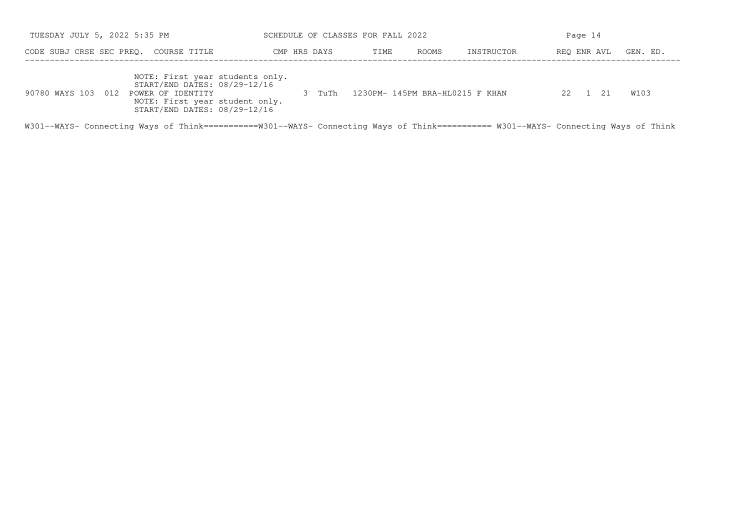| CODE | SUBJ | CRSE | SEC | PREQ. | COURSE TITLE | CMP | HRS | DAYS | TIME | ROOMS | INSTRUCTOR | REQ | ENR | AVL | GEN. ED. |
|---|---|---|---|---|---|---|---|---|---|---|---|---|---|---|---|
| | | | | | NOTE: First year students only. START/END DATES: 08/29-12/16 | | | | | | | | | | |
| 90780 | WAYS | 103 | 012 | | POWER OF IDENTITY NOTE: First year student only. START/END DATES: 08/29-12/16 | | 3 | TuTh | 1230PM- 145PM | BRA-HL0215 | F KHAN | 22 | 1 | 21 | W103 |

W301--WAYS- Connecting Ways of Think===========W301--WAYS- Connecting Ways of Think=========== W301--WAYS- Connecting Ways of Think